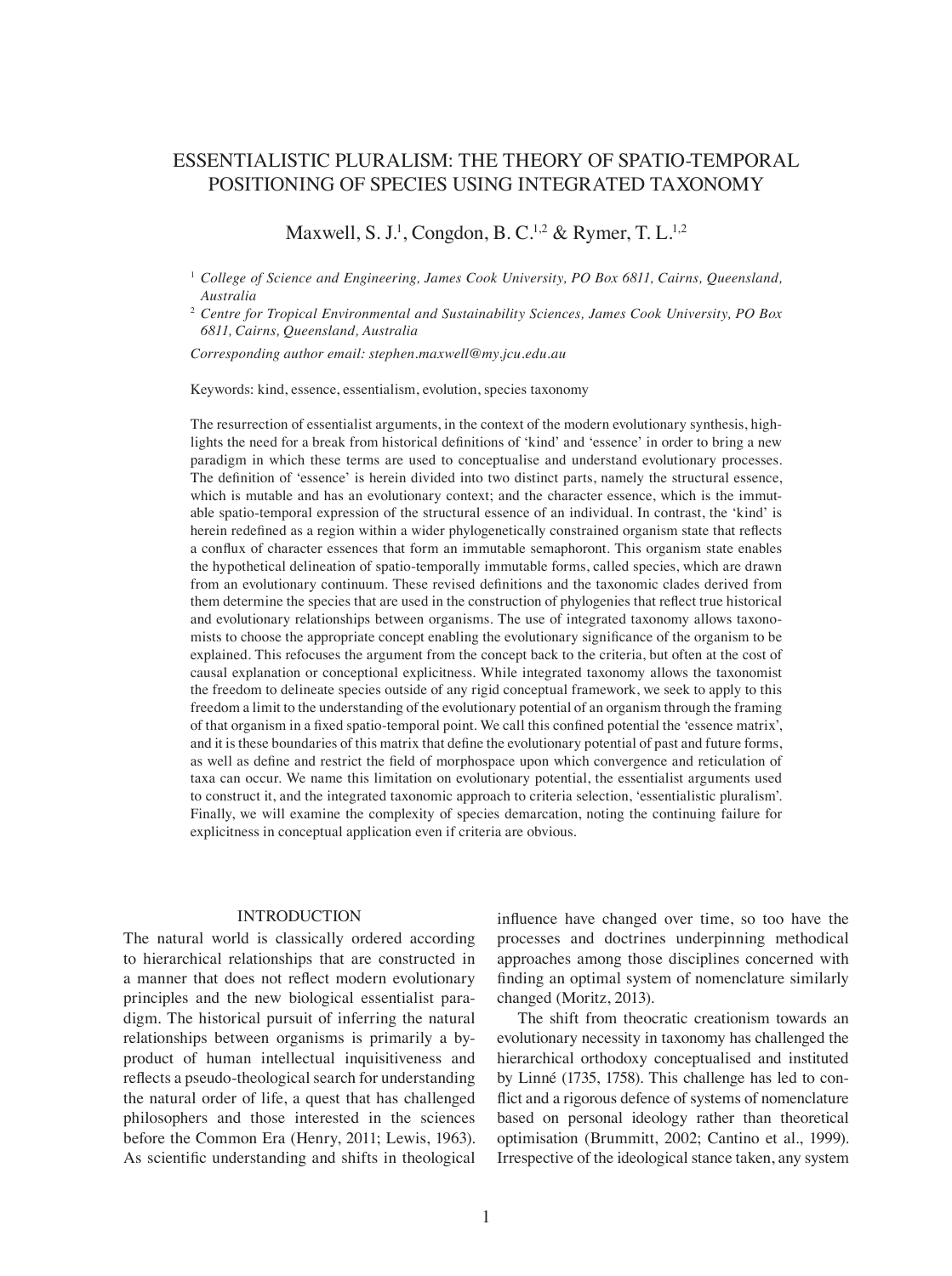# ESSENTIALISTIC PLURALISM: THE THEORY OF SPATIO-TEMPORAL POSITIONING OF SPECIES USING INTEGRATED TAXONOMY

Maxwell, S. J.[1], Congdon, B. C.[1,2] & Rymer, T. L.[1,2]

[1] *College of Science and Engineering, James Cook University, PO Box 6811, Cairns, Queensland, Australia*

[2] *Centre for Tropical Environmental and Sustainability Sciences, James Cook University, PO Box 6811, Cairns, Queensland, Australia*

*Corresponding author email: stephen.maxwell@my.jcu.edu.au*

Keywords: kind, essence, essentialism, evolution, species taxonomy

The resurrection of essentialist arguments, in the context of the modern evolutionary synthesis, highlights the need for a break from historical definitions of 'kind' and 'essence' in order to bring a new paradigm in which these terms are used to conceptualise and understand evolutionary processes. The definition of 'essence' is herein divided into two distinct parts, namely the structural essence, which is mutable and has an evolutionary context; and the character essence, which is the immutable spatio-temporal expression of the structural essence of an individual. In contrast, the 'kind' is herein redefined as a region within a wider phylogenetically constrained organism state that reflects a conflux of character essences that form an immutable semaphoront. This organism state enables the hypothetical delineation of spatio-temporally immutable forms, called species, which are drawn from an evolutionary continuum. These revised definitions and the taxonomic clades derived from them determine the species that are used in the construction of phylogenies that reflect true historical and evolutionary relationships between organisms. The use of integrated taxonomy allows taxonomists to choose the appropriate concept enabling the evolutionary significance of the organism to be explained. This refocuses the argument from the concept back to the criteria, but often at the cost of causal explanation or conceptional explicitness. While integrated taxonomy allows the taxonomist the freedom to delineate species outside of any rigid conceptual framework, we seek to apply to this freedom a limit to the understanding of the evolutionary potential of an organism through the framing of that organism in a fixed spatio-temporal point. We call this confined potential the 'essence matrix', and it is these boundaries of this matrix that define the evolutionary potential of past and future forms, as well as define and restrict the field of morphospace upon which convergence and reticulation of taxa can occur. We name this limitation on evolutionary potential, the essentialist arguments used to construct it, and the integrated taxonomic approach to criteria selection, 'essentialistic pluralism'. Finally, we will examine the complexity of species demarcation, noting the continuing failure for explicitness in conceptual application even if criteria are obvious.

## INTRODUCTION

The natural world is classically ordered according to hierarchical relationships that are constructed in a manner that does not reflect modern evolutionary principles and the new biological essentialist paradigm. The historical pursuit of inferring the natural relationships between organisms is primarily a by-product of human intellectual inquisitiveness and reflects a pseudo-theological search for understanding the natural order of life, a quest that has challenged philosophers and those interested in the sciences before the Common Era (Henry, 2011; Lewis, 1963). As scientific understanding and shifts in theological influence have changed over time, so too have the processes and doctrines underpinning methodical approaches among those disciplines concerned with finding an optimal system of nomenclature similarly changed (Moritz, 2013).

The shift from theocratic creationism towards an evolutionary necessity in taxonomy has challenged the hierarchical orthodoxy conceptualised and instituted by Linné (1735, 1758). This challenge has led to conflict and a rigorous defence of systems of nomenclature based on personal ideology rather than theoretical optimisation (Brummitt, 2002; Cantino et al., 1999). Irrespective of the ideological stance taken, any system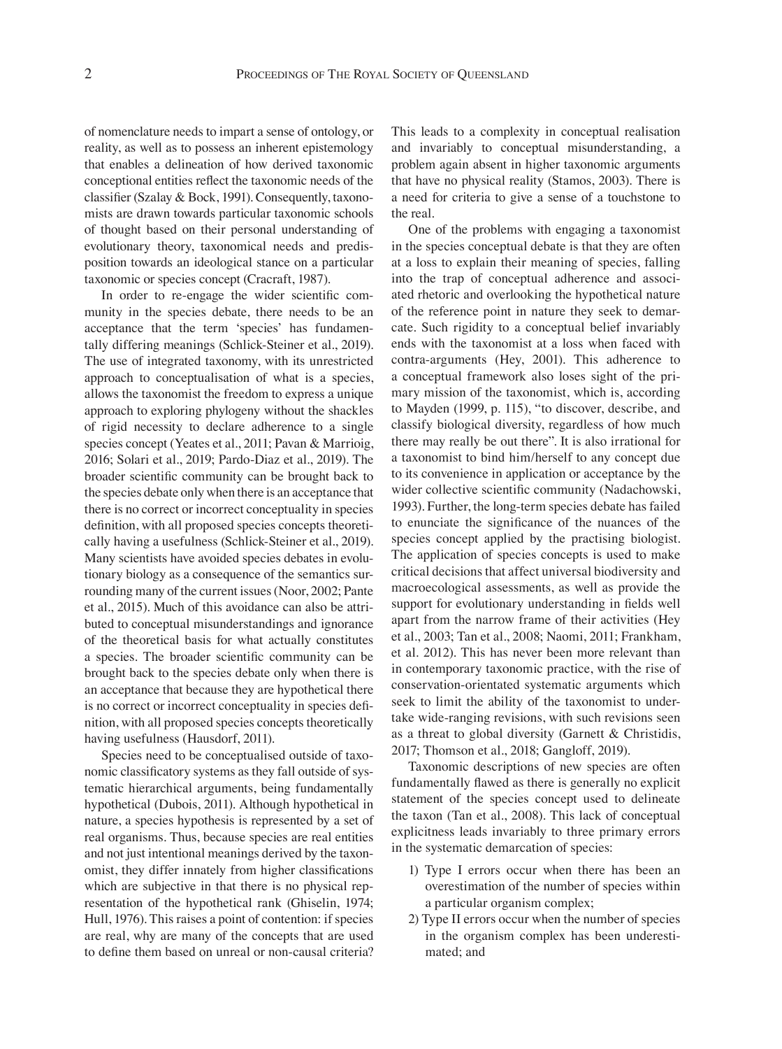of nomenclature needs to impart a sense of ontology, or reality, as well as to possess an inherent epistemology that enables a delineation of how derived taxonomic conceptional entities reflect the taxonomic needs of the classifier (Szalay & Bock, 1991). Consequently, taxonomists are drawn towards particular taxonomic schools of thought based on their personal understanding of evolutionary theory, taxonomical needs and predisposition towards an ideological stance on a particular taxonomic or species concept (Cracraft, 1987).

In order to re-engage the wider scientific community in the species debate, there needs to be an acceptance that the term 'species' has fundamentally differing meanings (Schlick-Steiner et al., 2019). The use of integrated taxonomy, with its unrestricted approach to conceptualisation of what is a species, allows the taxonomist the freedom to express a unique approach to exploring phylogeny without the shackles of rigid necessity to declare adherence to a single species concept (Yeates et al., 2011; Pavan & Marrioig, 2016; Solari et al., 2019; Pardo-Diaz et al., 2019). The broader scientific community can be brought back to the species debate only when there is an acceptance that there is no correct or incorrect conceptuality in species definition, with all proposed species concepts theoretically having a usefulness (Schlick-Steiner et al., 2019). Many scientists have avoided species debates in evolutionary biology as a consequence of the semantics surrounding many of the current issues (Noor, 2002; Pante et al., 2015). Much of this avoidance can also be attributed to conceptual misunderstandings and ignorance of the theoretical basis for what actually constitutes a species. The broader scientific community can be brought back to the species debate only when there is an acceptance that because they are hypothetical there is no correct or incorrect conceptuality in species definition, with all proposed species concepts theoretically having usefulness (Hausdorf, 2011).

Species need to be conceptualised outside of taxonomic classificatory systems as they fall outside of systematic hierarchical arguments, being fundamentally hypothetical (Dubois, 2011). Although hypothetical in nature, a species hypothesis is represented by a set of real organisms. Thus, because species are real entities and not just intentional meanings derived by the taxonomist, they differ innately from higher classifications which are subjective in that there is no physical representation of the hypothetical rank (Ghiselin, 1974; Hull, 1976). This raises a point of contention: if species are real, why are many of the concepts that are used to define them based on unreal or non-causal criteria? This leads to a complexity in conceptual realisation and invariably to conceptual misunderstanding, a problem again absent in higher taxonomic arguments that have no physical reality (Stamos, 2003). There is a need for criteria to give a sense of a touchstone to the real.

One of the problems with engaging a taxonomist in the species conceptual debate is that they are often at a loss to explain their meaning of species, falling into the trap of conceptual adherence and associated rhetoric and overlooking the hypothetical nature of the reference point in nature they seek to demarcate. Such rigidity to a conceptual belief invariably ends with the taxonomist at a loss when faced with contra-arguments (Hey, 2001). This adherence to a conceptual framework also loses sight of the primary mission of the taxonomist, which is, according to Mayden (1999, p. 115), "to discover, describe, and classify biological diversity, regardless of how much there may really be out there". It is also irrational for a taxonomist to bind him/herself to any concept due to its convenience in application or acceptance by the wider collective scientific community (Nadachowski, 1993). Further, the long-term species debate has failed to enunciate the significance of the nuances of the species concept applied by the practising biologist. The application of species concepts is used to make critical decisions that affect universal biodiversity and macroecological assessments, as well as provide the support for evolutionary understanding in fields well apart from the narrow frame of their activities (Hey et al., 2003; Tan et al., 2008; Naomi, 2011; Frankham, et al. 2012). This has never been more relevant than in contemporary taxonomic practice, with the rise of conservation-orientated systematic arguments which seek to limit the ability of the taxonomist to undertake wide-ranging revisions, with such revisions seen as a threat to global diversity (Garnett & Christidis, 2017; Thomson et al., 2018; Gangloff, 2019).

Taxonomic descriptions of new species are often fundamentally flawed as there is generally no explicit statement of the species concept used to delineate the taxon (Tan et al., 2008). This lack of conceptual explicitness leads invariably to three primary errors in the systematic demarcation of species:

1) Type I errors occur when there has been an overestimation of the number of species within a particular organism complex;
2) Type II errors occur when the number of species in the organism complex has been underestimated; and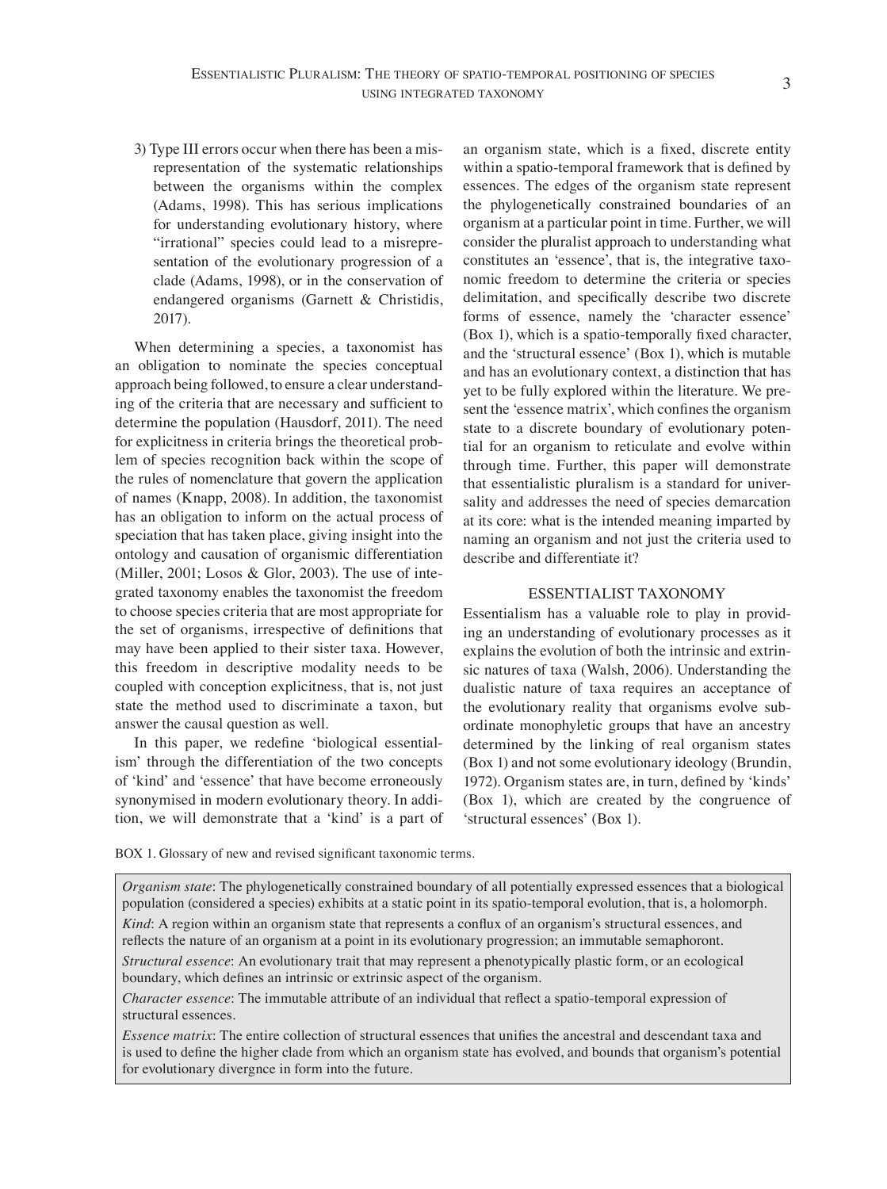3) Type III errors occur when there has been a misrepresentation of the systematic relationships between the organisms within the complex (Adams, 1998). This has serious implications for understanding evolutionary history, where "irrational" species could lead to a misrepresentation of the evolutionary progression of a clade (Adams, 1998), or in the conservation of endangered organisms (Garnett & Christidis, 2017).

When determining a species, a taxonomist has an obligation to nominate the species conceptual approach being followed, to ensure a clear understanding of the criteria that are necessary and sufficient to determine the population (Hausdorf, 2011). The need for explicitness in criteria brings the theoretical problem of species recognition back within the scope of the rules of nomenclature that govern the application of names (Knapp, 2008). In addition, the taxonomist has an obligation to inform on the actual process of speciation that has taken place, giving insight into the ontology and causation of organismic differentiation (Miller, 2001; Losos & Glor, 2003). The use of integrated taxonomy enables the taxonomist the freedom to choose species criteria that are most appropriate for the set of organisms, irrespective of definitions that may have been applied to their sister taxa. However, this freedom in descriptive modality needs to be coupled with conception explicitness, that is, not just state the method used to discriminate a taxon, but answer the causal question as well.

In this paper, we redefine 'biological essentialism' through the differentiation of the two concepts of 'kind' and 'essence' that have become erroneously synonymised in modern evolutionary theory. In addition, we will demonstrate that a 'kind' is a part of an organism state, which is a fixed, discrete entity within a spatio-temporal framework that is defined by essences. The edges of the organism state represent the phylogenetically constrained boundaries of an organism at a particular point in time. Further, we will consider the pluralist approach to understanding what constitutes an 'essence', that is, the integrative taxonomic freedom to determine the criteria or species delimitation, and specifically describe two discrete forms of essence, namely the 'character essence' (Box 1), which is a spatio-temporally fixed character, and the 'structural essence' (Box 1), which is mutable and has an evolutionary context, a distinction that has yet to be fully explored within the literature. We present the 'essence matrix', which confines the organism state to a discrete boundary of evolutionary potential for an organism to reticulate and evolve within through time. Further, this paper will demonstrate that essentialistic pluralism is a standard for universality and addresses the need of species demarcation at its core: what is the intended meaning imparted by naming an organism and not just the criteria used to describe and differentiate it?

## ESSENTIALIST TAXONOMY

Essentialism has a valuable role to play in providing an understanding of evolutionary processes as it explains the evolution of both the intrinsic and extrinsic natures of taxa (Walsh, 2006). Understanding the dualistic nature of taxa requires an acceptance of the evolutionary reality that organisms evolve subordinate monophyletic groups that have an ancestry determined by the linking of real organism states (Box 1) and not some evolutionary ideology (Brundin, 1972). Organism states are, in turn, defined by 'kinds' (Box 1), which are created by the congruence of 'structural essences' (Box 1).

BOX 1. Glossary of new and revised significant taxonomic terms.

*Organism state*: The phylogenetically constrained boundary of all potentially expressed essences that a biological population (considered a species) exhibits at a static point in its spatio-temporal evolution, that is, a holomorph.

*Kind*: A region within an organism state that represents a conflux of an organism's structural essences, and reflects the nature of an organism at a point in its evolutionary progression; an immutable semaphoront.

*Structural essence*: An evolutionary trait that may represent a phenotypically plastic form, or an ecological boundary, which defines an intrinsic or extrinsic aspect of the organism.

*Character essence*: The immutable attribute of an individual that reflect a spatio-temporal expression of structural essences.

*Essence matrix*: The entire collection of structural essences that unifies the ancestral and descendant taxa and is used to define the higher clade from which an organism state has evolved, and bounds that organism's potential for evolutionary divergnce in form into the future.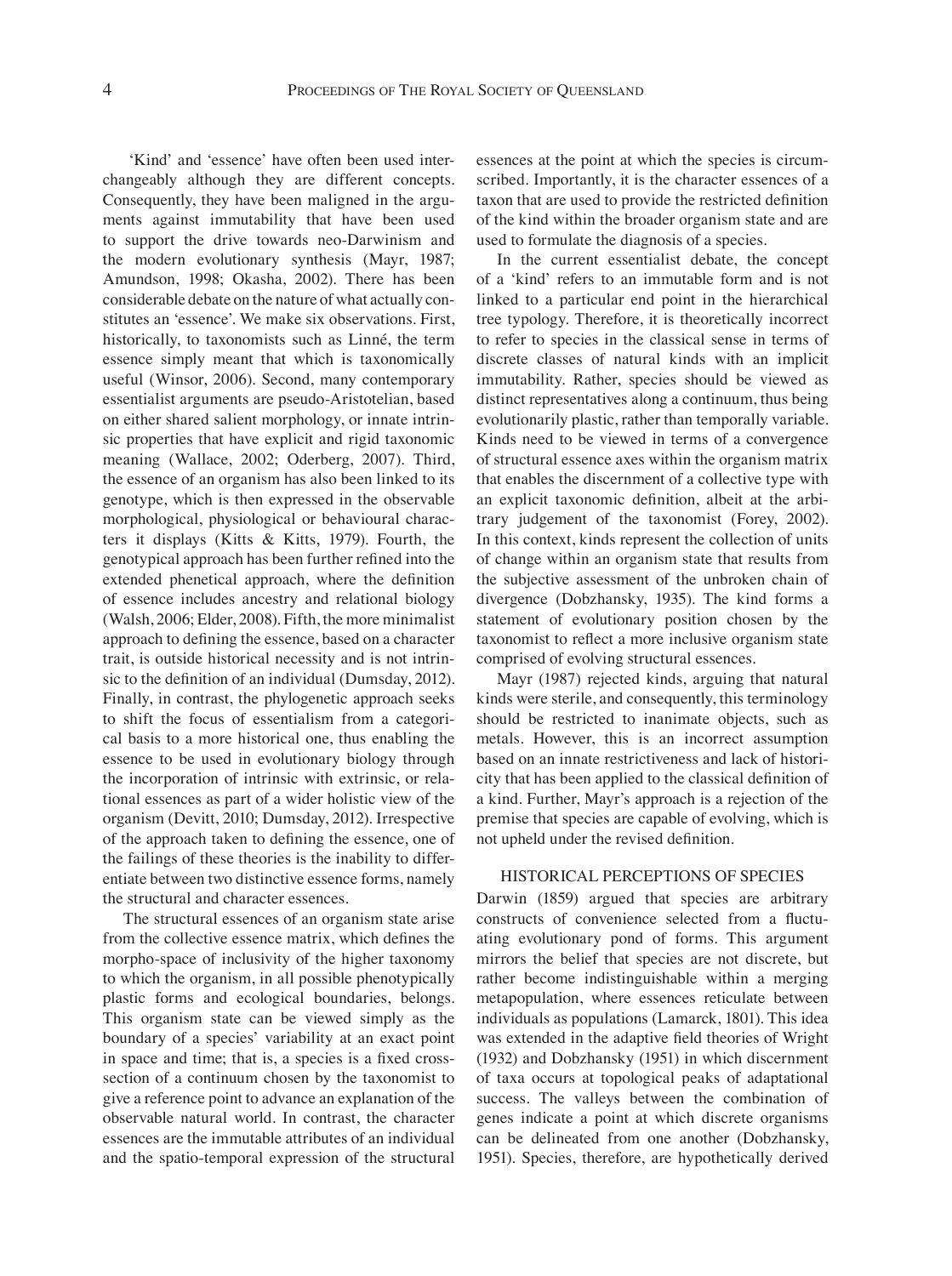'Kind' and 'essence' have often been used interchangeably although they are different concepts. Consequently, they have been maligned in the arguments against immutability that have been used to support the drive towards neo-Darwinism and the modern evolutionary synthesis (Mayr, 1987; Amundson, 1998; Okasha, 2002). There has been considerable debate on the nature of what actually constitutes an 'essence'. We make six observations. First, historically, to taxonomists such as Linné, the term essence simply meant that which is taxonomically useful (Winsor, 2006). Second, many contemporary essentialist arguments are pseudo-Aristotelian, based on either shared salient morphology, or innate intrinsic properties that have explicit and rigid taxonomic meaning (Wallace, 2002; Oderberg, 2007). Third, the essence of an organism has also been linked to its genotype, which is then expressed in the observable morphological, physiological or behavioural characters it displays (Kitts & Kitts, 1979). Fourth, the genotypical approach has been further refined into the extended phenetical approach, where the definition of essence includes ancestry and relational biology (Walsh, 2006; Elder, 2008). Fifth, the more minimalist approach to defining the essence, based on a character trait, is outside historical necessity and is not intrinsic to the definition of an individual (Dumsday, 2012). Finally, in contrast, the phylogenetic approach seeks to shift the focus of essentialism from a categorical basis to a more historical one, thus enabling the essence to be used in evolutionary biology through the incorporation of intrinsic with extrinsic, or relational essences as part of a wider holistic view of the organism (Devitt, 2010; Dumsday, 2012). Irrespective of the approach taken to defining the essence, one of the failings of these theories is the inability to differentiate between two distinctive essence forms, namely the structural and character essences.

The structural essences of an organism state arise from the collective essence matrix, which defines the morpho-space of inclusivity of the higher taxonomy to which the organism, in all possible phenotypically plastic forms and ecological boundaries, belongs. This organism state can be viewed simply as the boundary of a species' variability at an exact point in space and time; that is, a species is a fixed cross-section of a continuum chosen by the taxonomist to give a reference point to advance an explanation of the observable natural world. In contrast, the character essences are the immutable attributes of an individual and the spatio-temporal expression of the structural essences at the point at which the species is circumscribed. Importantly, it is the character essences of a taxon that are used to provide the restricted definition of the kind within the broader organism state and are used to formulate the diagnosis of a species.

In the current essentialist debate, the concept of a 'kind' refers to an immutable form and is not linked to a particular end point in the hierarchical tree typology. Therefore, it is theoretically incorrect to refer to species in the classical sense in terms of discrete classes of natural kinds with an implicit immutability. Rather, species should be viewed as distinct representatives along a continuum, thus being evolutionarily plastic, rather than temporally variable. Kinds need to be viewed in terms of a convergence of structural essence axes within the organism matrix that enables the discernment of a collective type with an explicit taxonomic definition, albeit at the arbitrary judgement of the taxonomist (Forey, 2002). In this context, kinds represent the collection of units of change within an organism state that results from the subjective assessment of the unbroken chain of divergence (Dobzhansky, 1935). The kind forms a statement of evolutionary position chosen by the taxonomist to reflect a more inclusive organism state comprised of evolving structural essences.

Mayr (1987) rejected kinds, arguing that natural kinds were sterile, and consequently, this terminology should be restricted to inanimate objects, such as metals. However, this is an incorrect assumption based on an innate restrictiveness and lack of historicity that has been applied to the classical definition of a kind. Further, Mayr's approach is a rejection of the premise that species are capable of evolving, which is not upheld under the revised definition.

## HISTORICAL PERCEPTIONS OF SPECIES

Darwin (1859) argued that species are arbitrary constructs of convenience selected from a fluctuating evolutionary pond of forms. This argument mirrors the belief that species are not discrete, but rather become indistinguishable within a merging metapopulation, where essences reticulate between individuals as populations (Lamarck, 1801). This idea was extended in the adaptive field theories of Wright (1932) and Dobzhansky (1951) in which discernment of taxa occurs at topological peaks of adaptational success. The valleys between the combination of genes indicate a point at which discrete organisms can be delineated from one another (Dobzhansky, 1951). Species, therefore, are hypothetically derived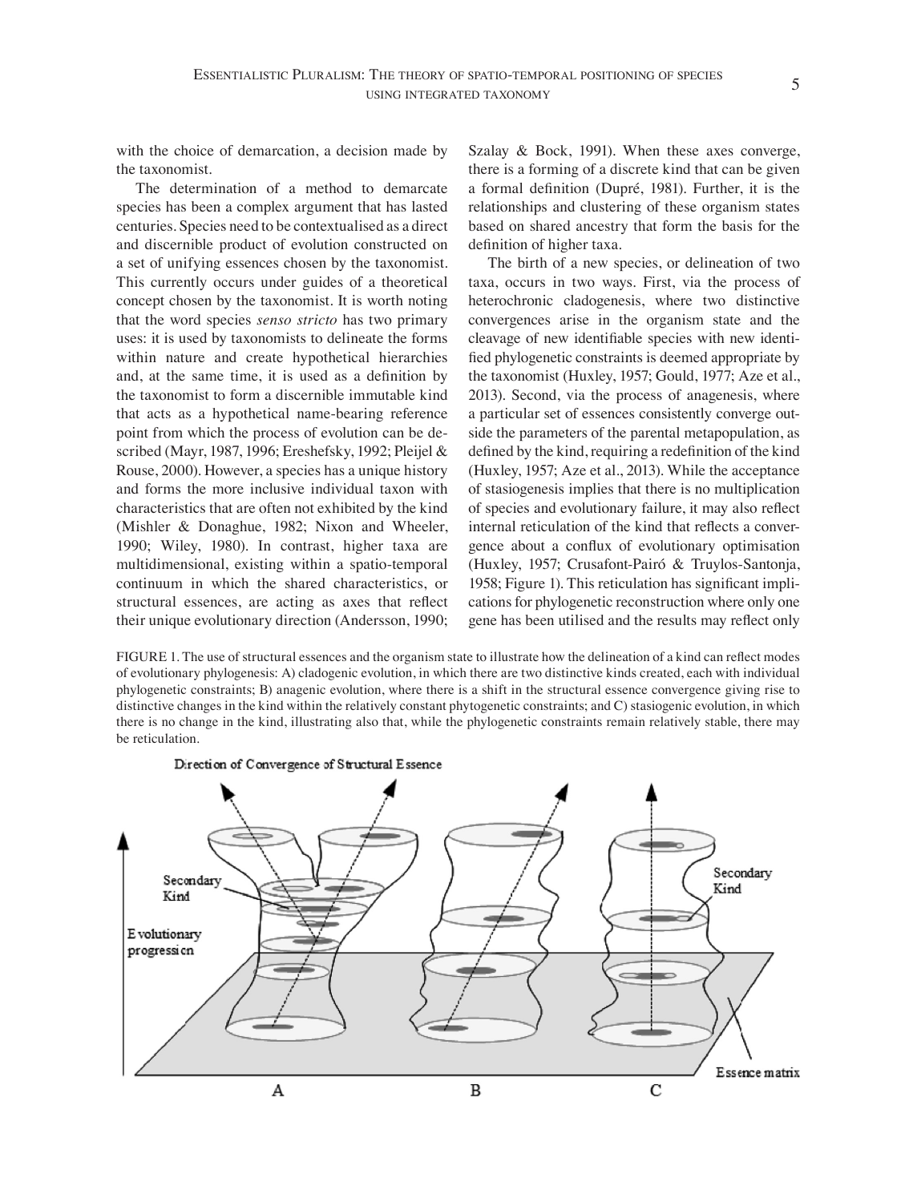with the choice of demarcation, a decision made by the taxonomist.

The determination of a method to demarcate species has been a complex argument that has lasted centuries. Species need to be contextualised as a direct and discernible product of evolution constructed on a set of unifying essences chosen by the taxonomist. This currently occurs under guides of a theoretical concept chosen by the taxonomist. It is worth noting that the word species *senso stricto* has two primary uses: it is used by taxonomists to delineate the forms within nature and create hypothetical hierarchies and, at the same time, it is used as a definition by the taxonomist to form a discernible immutable kind that acts as a hypothetical name-bearing reference point from which the process of evolution can be described (Mayr, 1987, 1996; Ereshefsky, 1992; Pleijel & Rouse, 2000). However, a species has a unique history and forms the more inclusive individual taxon with characteristics that are often not exhibited by the kind (Mishler & Donaghue, 1982; Nixon and Wheeler, 1990; Wiley, 1980). In contrast, higher taxa are multidimensional, existing within a spatio-temporal continuum in which the shared characteristics, or structural essences, are acting as axes that reflect their unique evolutionary direction (Andersson, 1990; Szalay & Bock, 1991). When these axes converge, there is a forming of a discrete kind that can be given a formal definition (Dupré, 1981). Further, it is the relationships and clustering of these organism states based on shared ancestry that form the basis for the definition of higher taxa.

The birth of a new species, or delineation of two taxa, occurs in two ways. First, via the process of heterochronic cladogenesis, where two distinctive convergences arise in the organism state and the cleavage of new identifiable species with new identified phylogenetic constraints is deemed appropriate by the taxonomist (Huxley, 1957; Gould, 1977; Aze et al., 2013). Second, via the process of anagenesis, where a particular set of essences consistently converge outside the parameters of the parental metapopulation, as defined by the kind, requiring a redefinition of the kind (Huxley, 1957; Aze et al., 2013). While the acceptance of stasiogenesis implies that there is no multiplication of species and evolutionary failure, it may also reflect internal reticulation of the kind that reflects a convergence about a conflux of evolutionary optimisation (Huxley, 1957; Crusafont-Pairó & Truylos-Santonja, 1958; Figure 1). This reticulation has significant implications for phylogenetic reconstruction where only one gene has been utilised and the results may reflect only

FIGURE 1. The use of structural essences and the organism state to illustrate how the delineation of a kind can reflect modes of evolutionary phylogenesis: A) cladogenic evolution, in which there are two distinctive kinds created, each with individual phylogenetic constraints; B) anagenic evolution, where there is a shift in the structural essence convergence giving rise to distinctive changes in the kind within the relatively constant phytogenetic constraints; and C) stasiogenic evolution, in which there is no change in the kind, illustrating also that, while the phylogenetic constraints remain relatively stable, there may be reticulation.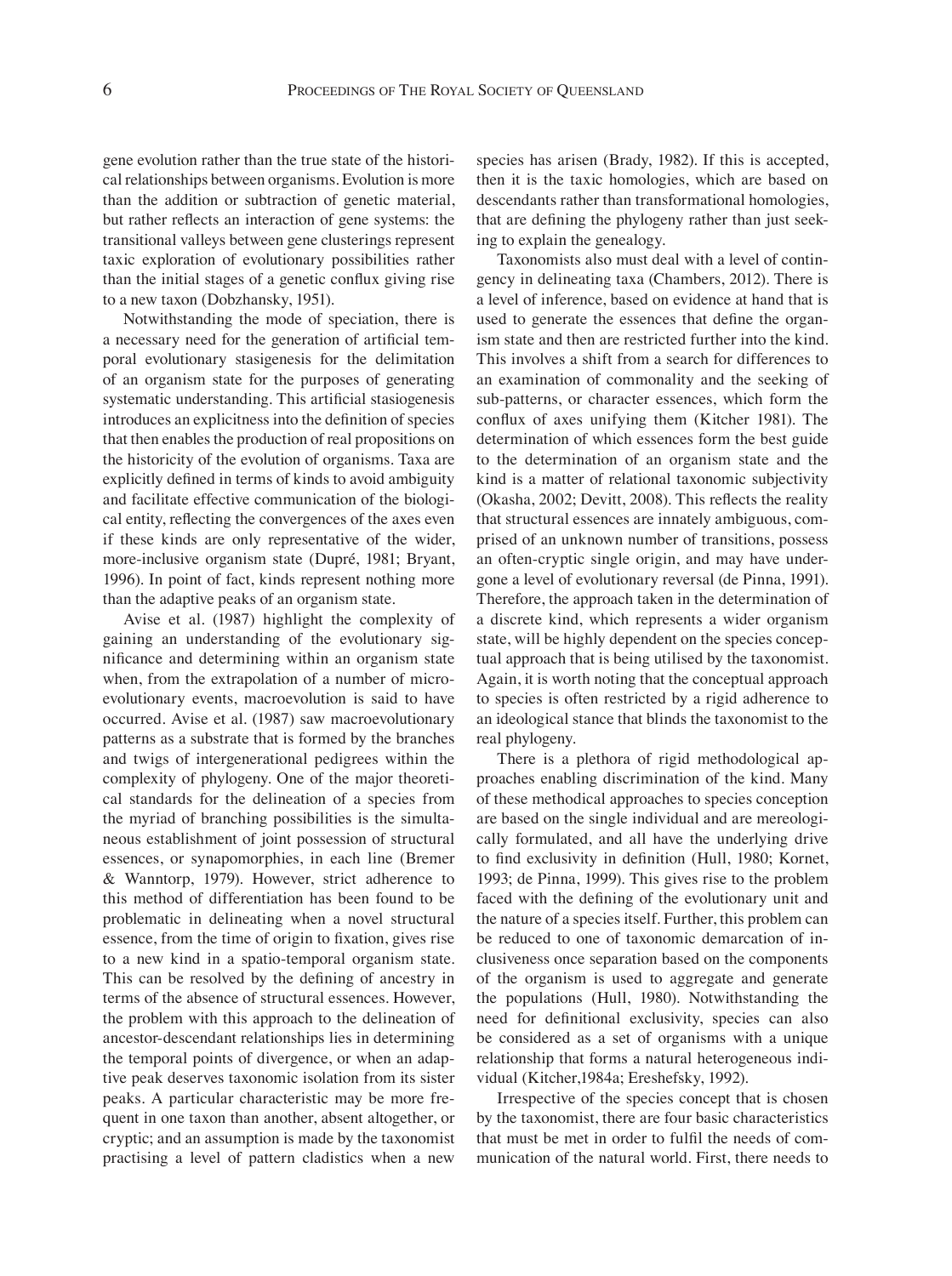gene evolution rather than the true state of the historical relationships between organisms. Evolution is more than the addition or subtraction of genetic material, but rather reflects an interaction of gene systems: the transitional valleys between gene clusterings represent taxic exploration of evolutionary possibilities rather than the initial stages of a genetic conflux giving rise to a new taxon (Dobzhansky, 1951).

Notwithstanding the mode of speciation, there is a necessary need for the generation of artificial temporal evolutionary stasigenesis for the delimitation of an organism state for the purposes of generating systematic understanding. This artificial stasiogenesis introduces an explicitness into the definition of species that then enables the production of real propositions on the historicity of the evolution of organisms. Taxa are explicitly defined in terms of kinds to avoid ambiguity and facilitate effective communication of the biological entity, reflecting the convergences of the axes even if these kinds are only representative of the wider, more-inclusive organism state (Dupré, 1981; Bryant, 1996). In point of fact, kinds represent nothing more than the adaptive peaks of an organism state.

Avise et al. (1987) highlight the complexity of gaining an understanding of the evolutionary significance and determining within an organism state when, from the extrapolation of a number of microevolutionary events, macroevolution is said to have occurred. Avise et al. (1987) saw macroevolutionary patterns as a substrate that is formed by the branches and twigs of intergenerational pedigrees within the complexity of phylogeny. One of the major theoretical standards for the delineation of a species from the myriad of branching possibilities is the simultaneous establishment of joint possession of structural essences, or synapomorphies, in each line (Bremer & Wanntorp, 1979). However, strict adherence to this method of differentiation has been found to be problematic in delineating when a novel structural essence, from the time of origin to fixation, gives rise to a new kind in a spatio-temporal organism state. This can be resolved by the defining of ancestry in terms of the absence of structural essences. However, the problem with this approach to the delineation of ancestor-descendant relationships lies in determining the temporal points of divergence, or when an adaptive peak deserves taxonomic isolation from its sister peaks. A particular characteristic may be more frequent in one taxon than another, absent altogether, or cryptic; and an assumption is made by the taxonomist practising a level of pattern cladistics when a new species has arisen (Brady, 1982). If this is accepted, then it is the taxic homologies, which are based on descendants rather than transformational homologies, that are defining the phylogeny rather than just seeking to explain the genealogy.

Taxonomists also must deal with a level of contingency in delineating taxa (Chambers, 2012). There is a level of inference, based on evidence at hand that is used to generate the essences that define the organism state and then are restricted further into the kind. This involves a shift from a search for differences to an examination of commonality and the seeking of sub-patterns, or character essences, which form the conflux of axes unifying them (Kitcher 1981). The determination of which essences form the best guide to the determination of an organism state and the kind is a matter of relational taxonomic subjectivity (Okasha, 2002; Devitt, 2008). This reflects the reality that structural essences are innately ambiguous, comprised of an unknown number of transitions, possess an often-cryptic single origin, and may have undergone a level of evolutionary reversal (de Pinna, 1991). Therefore, the approach taken in the determination of a discrete kind, which represents a wider organism state, will be highly dependent on the species conceptual approach that is being utilised by the taxonomist. Again, it is worth noting that the conceptual approach to species is often restricted by a rigid adherence to an ideological stance that blinds the taxonomist to the real phylogeny.

There is a plethora of rigid methodological approaches enabling discrimination of the kind. Many of these methodical approaches to species conception are based on the single individual and are mereologically formulated, and all have the underlying drive to find exclusivity in definition (Hull, 1980; Kornet, 1993; de Pinna, 1999). This gives rise to the problem faced with the defining of the evolutionary unit and the nature of a species itself. Further, this problem can be reduced to one of taxonomic demarcation of inclusiveness once separation based on the components of the organism is used to aggregate and generate the populations (Hull, 1980). Notwithstanding the need for definitional exclusivity, species can also be considered as a set of organisms with a unique relationship that forms a natural heterogeneous individual (Kitcher,1984a; Ereshefsky, 1992).

Irrespective of the species concept that is chosen by the taxonomist, there are four basic characteristics that must be met in order to fulfil the needs of communication of the natural world. First, there needs to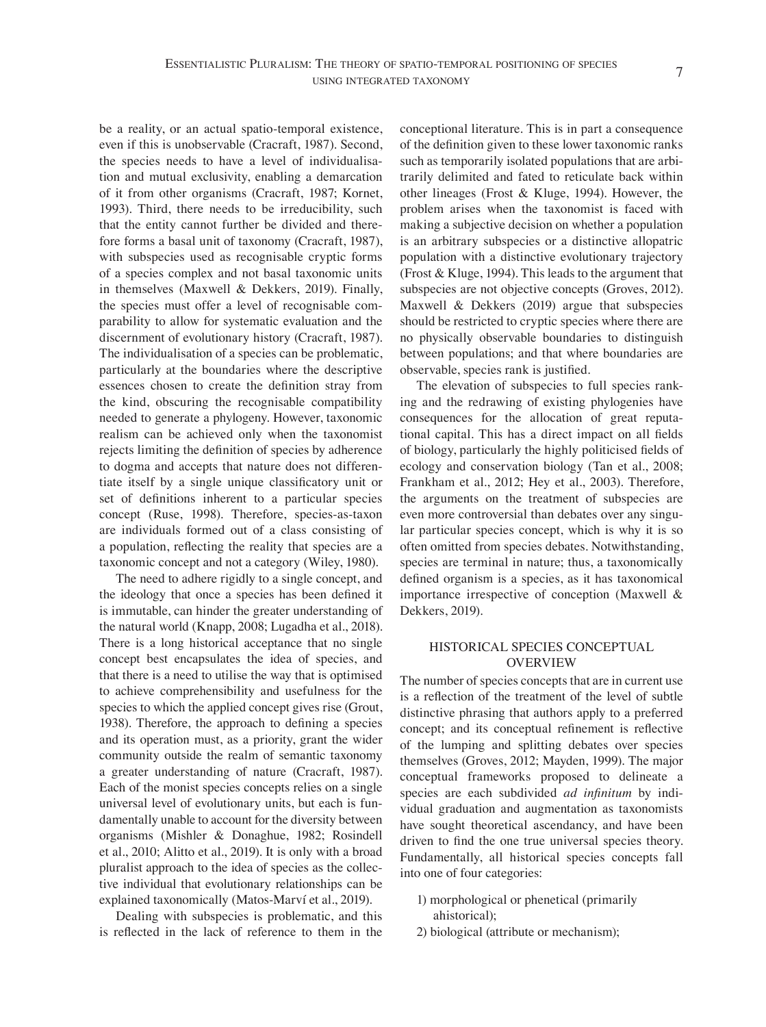be a reality, or an actual spatio-temporal existence, even if this is unobservable (Cracraft, 1987). Second, the species needs to have a level of individualisation and mutual exclusivity, enabling a demarcation of it from other organisms (Cracraft, 1987; Kornet, 1993). Third, there needs to be irreducibility, such that the entity cannot further be divided and therefore forms a basal unit of taxonomy (Cracraft, 1987), with subspecies used as recognisable cryptic forms of a species complex and not basal taxonomic units in themselves (Maxwell & Dekkers, 2019). Finally, the species must offer a level of recognisable comparability to allow for systematic evaluation and the discernment of evolutionary history (Cracraft, 1987). The individualisation of a species can be problematic, particularly at the boundaries where the descriptive essences chosen to create the definition stray from the kind, obscuring the recognisable compatibility needed to generate a phylogeny. However, taxonomic realism can be achieved only when the taxonomist rejects limiting the definition of species by adherence to dogma and accepts that nature does not differentiate itself by a single unique classificatory unit or set of definitions inherent to a particular species concept (Ruse, 1998). Therefore, species-as-taxon are individuals formed out of a class consisting of a population, reflecting the reality that species are a taxonomic concept and not a category (Wiley, 1980).

The need to adhere rigidly to a single concept, and the ideology that once a species has been defined it is immutable, can hinder the greater understanding of the natural world (Knapp, 2008; Lugadha et al., 2018). There is a long historical acceptance that no single concept best encapsulates the idea of species, and that there is a need to utilise the way that is optimised to achieve comprehensibility and usefulness for the species to which the applied concept gives rise (Grout, 1938). Therefore, the approach to defining a species and its operation must, as a priority, grant the wider community outside the realm of semantic taxonomy a greater understanding of nature (Cracraft, 1987). Each of the monist species concepts relies on a single universal level of evolutionary units, but each is fundamentally unable to account for the diversity between organisms (Mishler & Donaghue, 1982; Rosindell et al., 2010; Alitto et al., 2019). It is only with a broad pluralist approach to the idea of species as the collective individual that evolutionary relationships can be explained taxonomically (Matos-Marví et al., 2019).

Dealing with subspecies is problematic, and this is reflected in the lack of reference to them in the conceptional literature. This is in part a consequence of the definition given to these lower taxonomic ranks such as temporarily isolated populations that are arbitrarily delimited and fated to reticulate back within other lineages (Frost & Kluge, 1994). However, the problem arises when the taxonomist is faced with making a subjective decision on whether a population is an arbitrary subspecies or a distinctive allopatric population with a distinctive evolutionary trajectory (Frost & Kluge, 1994). This leads to the argument that subspecies are not objective concepts (Groves, 2012). Maxwell & Dekkers (2019) argue that subspecies should be restricted to cryptic species where there are no physically observable boundaries to distinguish between populations; and that where boundaries are observable, species rank is justified.

The elevation of subspecies to full species ranking and the redrawing of existing phylogenies have consequences for the allocation of great reputational capital. This has a direct impact on all fields of biology, particularly the highly politicised fields of ecology and conservation biology (Tan et al., 2008; Frankham et al., 2012; Hey et al., 2003). Therefore, the arguments on the treatment of subspecies are even more controversial than debates over any singular particular species concept, which is why it is so often omitted from species debates. Notwithstanding, species are terminal in nature; thus, a taxonomically defined organism is a species, as it has taxonomical importance irrespective of conception (Maxwell & Dekkers, 2019).

## HISTORICAL SPECIES CONCEPTUAL OVERVIEW

The number of species concepts that are in current use is a reflection of the treatment of the level of subtle distinctive phrasing that authors apply to a preferred concept; and its conceptual refinement is reflective of the lumping and splitting debates over species themselves (Groves, 2012; Mayden, 1999). The major conceptual frameworks proposed to delineate a species are each subdivided *ad infinitum* by individual graduation and augmentation as taxonomists have sought theoretical ascendancy, and have been driven to find the one true universal species theory. Fundamentally, all historical species concepts fall into one of four categories:

1) morphological or phenetical (primarily ahistorical);
2) biological (attribute or mechanism);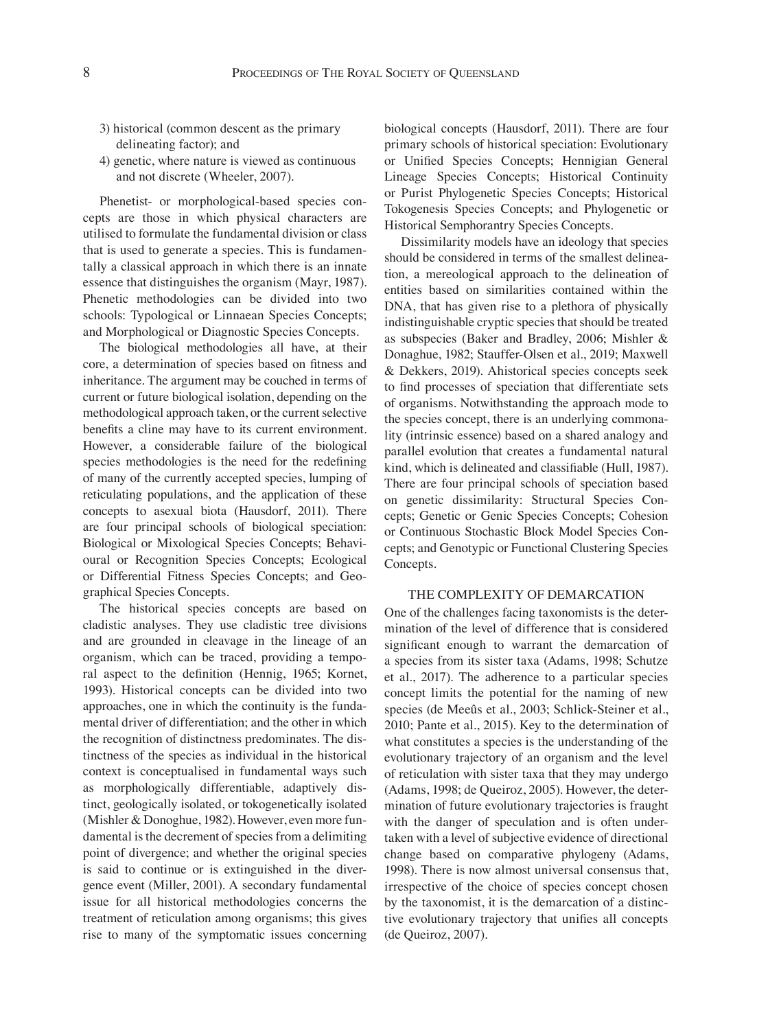3) historical (common descent as the primary delineating factor); and
4) genetic, where nature is viewed as continuous and not discrete (Wheeler, 2007).

Phenetist- or morphological-based species concepts are those in which physical characters are utilised to formulate the fundamental division or class that is used to generate a species. This is fundamentally a classical approach in which there is an innate essence that distinguishes the organism (Mayr, 1987). Phenetic methodologies can be divided into two schools: Typological or Linnaean Species Concepts; and Morphological or Diagnostic Species Concepts.

The biological methodologies all have, at their core, a determination of species based on fitness and inheritance. The argument may be couched in terms of current or future biological isolation, depending on the methodological approach taken, or the current selective benefits a cline may have to its current environment. However, a considerable failure of the biological species methodologies is the need for the redefining of many of the currently accepted species, lumping of reticulating populations, and the application of these concepts to asexual biota (Hausdorf, 2011). There are four principal schools of biological speciation: Biological or Mixological Species Concepts; Behavioural or Recognition Species Concepts; Ecological or Differential Fitness Species Concepts; and Geographical Species Concepts.

The historical species concepts are based on cladistic analyses. They use cladistic tree divisions and are grounded in cleavage in the lineage of an organism, which can be traced, providing a temporal aspect to the definition (Hennig, 1965; Kornet, 1993). Historical concepts can be divided into two approaches, one in which the continuity is the fundamental driver of differentiation; and the other in which the recognition of distinctness predominates. The distinctness of the species as individual in the historical context is conceptualised in fundamental ways such as morphologically differentiable, adaptively distinct, geologically isolated, or tokogenetically isolated (Mishler & Donoghue, 1982). However, even more fundamental is the decrement of species from a delimiting point of divergence; and whether the original species is said to continue or is extinguished in the divergence event (Miller, 2001). A secondary fundamental issue for all historical methodologies concerns the treatment of reticulation among organisms; this gives rise to many of the symptomatic issues concerning biological concepts (Hausdorf, 2011). There are four primary schools of historical speciation: Evolutionary or Unified Species Concepts; Hennigian General Lineage Species Concepts; Historical Continuity or Purist Phylogenetic Species Concepts; Historical Tokogenesis Species Concepts; and Phylogenetic or Historical Semphorantry Species Concepts.

Dissimilarity models have an ideology that species should be considered in terms of the smallest delineation, a mereological approach to the delineation of entities based on similarities contained within the DNA, that has given rise to a plethora of physically indistinguishable cryptic species that should be treated as subspecies (Baker and Bradley, 2006; Mishler & Donaghue, 1982; Stauffer-Olsen et al., 2019; Maxwell & Dekkers, 2019). Ahistorical species concepts seek to find processes of speciation that differentiate sets of organisms. Notwithstanding the approach mode to the species concept, there is an underlying commonality (intrinsic essence) based on a shared analogy and parallel evolution that creates a fundamental natural kind, which is delineated and classifiable (Hull, 1987). There are four principal schools of speciation based on genetic dissimilarity: Structural Species Concepts; Genetic or Genic Species Concepts; Cohesion or Continuous Stochastic Block Model Species Concepts; and Genotypic or Functional Clustering Species Concepts.

## THE COMPLEXITY OF DEMARCATION

One of the challenges facing taxonomists is the determination of the level of difference that is considered significant enough to warrant the demarcation of a species from its sister taxa (Adams, 1998; Schutze et al., 2017). The adherence to a particular species concept limits the potential for the naming of new species (de Meeûs et al., 2003; Schlick-Steiner et al., 2010; Pante et al., 2015). Key to the determination of what constitutes a species is the understanding of the evolutionary trajectory of an organism and the level of reticulation with sister taxa that they may undergo (Adams, 1998; de Queiroz, 2005). However, the determination of future evolutionary trajectories is fraught with the danger of speculation and is often undertaken with a level of subjective evidence of directional change based on comparative phylogeny (Adams, 1998). There is now almost universal consensus that, irrespective of the choice of species concept chosen by the taxonomist, it is the demarcation of a distinctive evolutionary trajectory that unifies all concepts (de Queiroz, 2007).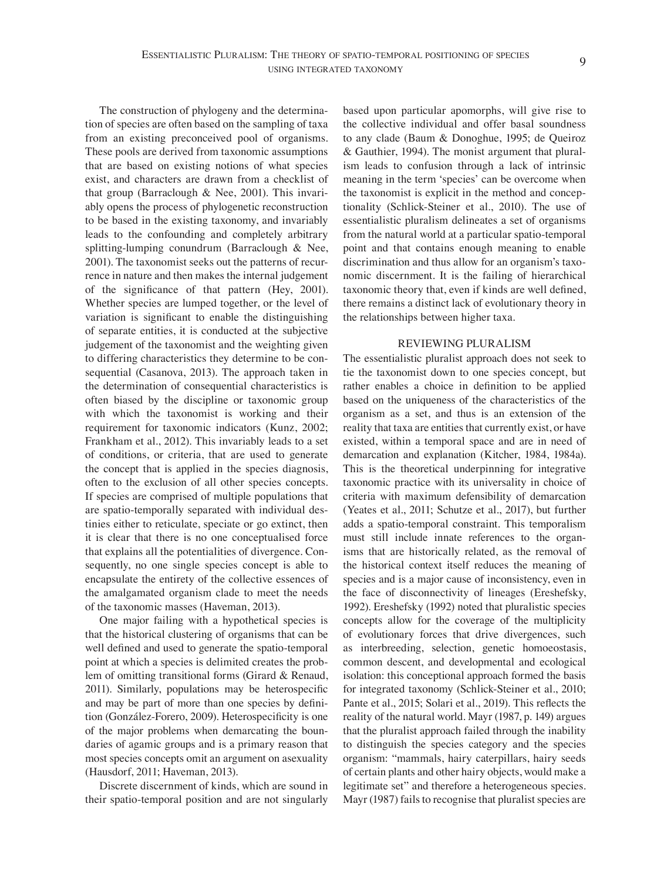The construction of phylogeny and the determination of species are often based on the sampling of taxa from an existing preconceived pool of organisms. These pools are derived from taxonomic assumptions that are based on existing notions of what species exist, and characters are drawn from a checklist of that group (Barraclough & Nee, 2001). This invariably opens the process of phylogenetic reconstruction to be based in the existing taxonomy, and invariably leads to the confounding and completely arbitrary splitting-lumping conundrum (Barraclough & Nee, 2001). The taxonomist seeks out the patterns of recurrence in nature and then makes the internal judgement of the significance of that pattern (Hey, 2001). Whether species are lumped together, or the level of variation is significant to enable the distinguishing of separate entities, it is conducted at the subjective judgement of the taxonomist and the weighting given to differing characteristics they determine to be consequential (Casanova, 2013). The approach taken in the determination of consequential characteristics is often biased by the discipline or taxonomic group with which the taxonomist is working and their requirement for taxonomic indicators (Kunz, 2002; Frankham et al., 2012). This invariably leads to a set of conditions, or criteria, that are used to generate the concept that is applied in the species diagnosis, often to the exclusion of all other species concepts. If species are comprised of multiple populations that are spatio-temporally separated with individual destinies either to reticulate, speciate or go extinct, then it is clear that there is no one conceptualised force that explains all the potentialities of divergence. Consequently, no one single species concept is able to encapsulate the entirety of the collective essences of the amalgamated organism clade to meet the needs of the taxonomic masses (Haveman, 2013).

One major failing with a hypothetical species is that the historical clustering of organisms that can be well defined and used to generate the spatio-temporal point at which a species is delimited creates the problem of omitting transitional forms (Girard & Renaud, 2011). Similarly, populations may be heterospecific and may be part of more than one species by definition (González-Forero, 2009). Heterospecificity is one of the major problems when demarcating the boundaries of agamic groups and is a primary reason that most species concepts omit an argument on asexuality (Hausdorf, 2011; Haveman, 2013).

Discrete discernment of kinds, which are sound in their spatio-temporal position and are not singularly based upon particular apomorphs, will give rise to the collective individual and offer basal soundness to any clade (Baum & Donoghue, 1995; de Queiroz & Gauthier, 1994). The monist argument that pluralism leads to confusion through a lack of intrinsic meaning in the term 'species' can be overcome when the taxonomist is explicit in the method and conceptionality (Schlick-Steiner et al., 2010). The use of essentialistic pluralism delineates a set of organisms from the natural world at a particular spatio-temporal point and that contains enough meaning to enable discrimination and thus allow for an organism's taxonomic discernment. It is the failing of hierarchical taxonomic theory that, even if kinds are well defined, there remains a distinct lack of evolutionary theory in the relationships between higher taxa.

## REVIEWING PLURALISM

The essentialistic pluralist approach does not seek to tie the taxonomist down to one species concept, but rather enables a choice in definition to be applied based on the uniqueness of the characteristics of the organism as a set, and thus is an extension of the reality that taxa are entities that currently exist, or have existed, within a temporal space and are in need of demarcation and explanation (Kitcher, 1984, 1984a). This is the theoretical underpinning for integrative taxonomic practice with its universality in choice of criteria with maximum defensibility of demarcation (Yeates et al., 2011; Schutze et al., 2017), but further adds a spatio-temporal constraint. This temporalism must still include innate references to the organisms that are historically related, as the removal of the historical context itself reduces the meaning of species and is a major cause of inconsistency, even in the face of disconnectivity of lineages (Ereshefsky, 1992). Ereshefsky (1992) noted that pluralistic species concepts allow for the coverage of the multiplicity of evolutionary forces that drive divergences, such as interbreeding, selection, genetic homoeostasis, common descent, and developmental and ecological isolation: this conceptional approach formed the basis for integrated taxonomy (Schlick-Steiner et al., 2010; Pante et al., 2015; Solari et al., 2019). This reflects the reality of the natural world. Mayr (1987, p. 149) argues that the pluralist approach failed through the inability to distinguish the species category and the species organism: "mammals, hairy caterpillars, hairy seeds of certain plants and other hairy objects, would make a legitimate set" and therefore a heterogeneous species. Mayr (1987) fails to recognise that pluralist species are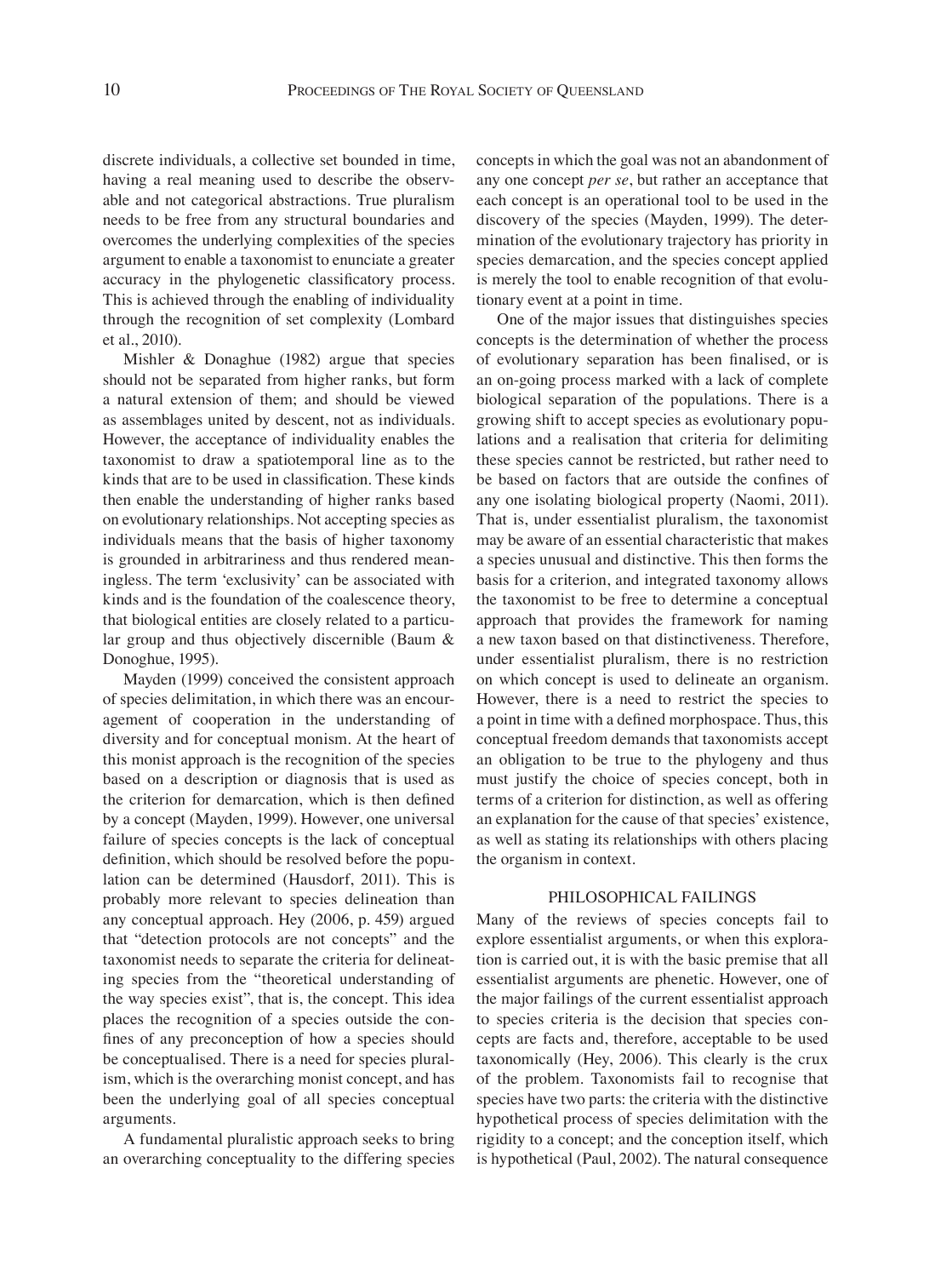discrete individuals, a collective set bounded in time, having a real meaning used to describe the observable and not categorical abstractions. True pluralism needs to be free from any structural boundaries and overcomes the underlying complexities of the species argument to enable a taxonomist to enunciate a greater accuracy in the phylogenetic classificatory process. This is achieved through the enabling of individuality through the recognition of set complexity (Lombard et al., 2010).

Mishler & Donaghue (1982) argue that species should not be separated from higher ranks, but form a natural extension of them; and should be viewed as assemblages united by descent, not as individuals. However, the acceptance of individuality enables the taxonomist to draw a spatiotemporal line as to the kinds that are to be used in classification. These kinds then enable the understanding of higher ranks based on evolutionary relationships. Not accepting species as individuals means that the basis of higher taxonomy is grounded in arbitrariness and thus rendered meaningless. The term 'exclusivity' can be associated with kinds and is the foundation of the coalescence theory, that biological entities are closely related to a particular group and thus objectively discernible (Baum & Donoghue, 1995).

Mayden (1999) conceived the consistent approach of species delimitation, in which there was an encouragement of cooperation in the understanding of diversity and for conceptual monism. At the heart of this monist approach is the recognition of the species based on a description or diagnosis that is used as the criterion for demarcation, which is then defined by a concept (Mayden, 1999). However, one universal failure of species concepts is the lack of conceptual definition, which should be resolved before the population can be determined (Hausdorf, 2011). This is probably more relevant to species delineation than any conceptual approach. Hey (2006, p. 459) argued that "detection protocols are not concepts" and the taxonomist needs to separate the criteria for delineating species from the "theoretical understanding of the way species exist", that is, the concept. This idea places the recognition of a species outside the confines of any preconception of how a species should be conceptualised. There is a need for species pluralism, which is the overarching monist concept, and has been the underlying goal of all species conceptual arguments.

A fundamental pluralistic approach seeks to bring an overarching conceptuality to the differing species concepts in which the goal was not an abandonment of any one concept *per se*, but rather an acceptance that each concept is an operational tool to be used in the discovery of the species (Mayden, 1999). The determination of the evolutionary trajectory has priority in species demarcation, and the species concept applied is merely the tool to enable recognition of that evolutionary event at a point in time.

One of the major issues that distinguishes species concepts is the determination of whether the process of evolutionary separation has been finalised, or is an on-going process marked with a lack of complete biological separation of the populations. There is a growing shift to accept species as evolutionary populations and a realisation that criteria for delimiting these species cannot be restricted, but rather need to be based on factors that are outside the confines of any one isolating biological property (Naomi, 2011). That is, under essentialist pluralism, the taxonomist may be aware of an essential characteristic that makes a species unusual and distinctive. This then forms the basis for a criterion, and integrated taxonomy allows the taxonomist to be free to determine a conceptual approach that provides the framework for naming a new taxon based on that distinctiveness. Therefore, under essentialist pluralism, there is no restriction on which concept is used to delineate an organism. However, there is a need to restrict the species to a point in time with a defined morphospace. Thus, this conceptual freedom demands that taxonomists accept an obligation to be true to the phylogeny and thus must justify the choice of species concept, both in terms of a criterion for distinction, as well as offering an explanation for the cause of that species' existence, as well as stating its relationships with others placing the organism in context.

## PHILOSOPHICAL FAILINGS

Many of the reviews of species concepts fail to explore essentialist arguments, or when this exploration is carried out, it is with the basic premise that all essentialist arguments are phenetic. However, one of the major failings of the current essentialist approach to species criteria is the decision that species concepts are facts and, therefore, acceptable to be used taxonomically (Hey, 2006). This clearly is the crux of the problem. Taxonomists fail to recognise that species have two parts: the criteria with the distinctive hypothetical process of species delimitation with the rigidity to a concept; and the conception itself, which is hypothetical (Paul, 2002). The natural consequence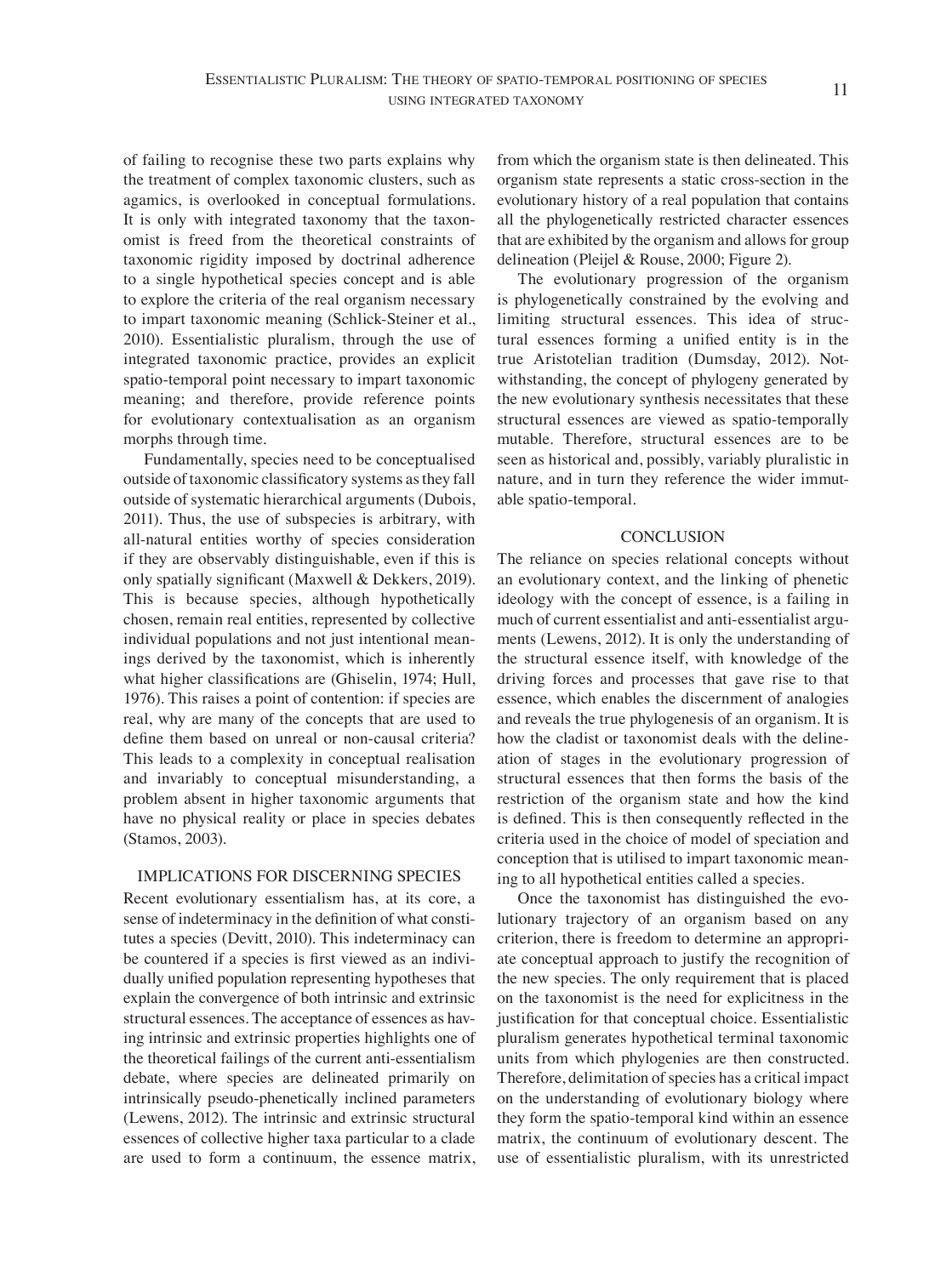of failing to recognise these two parts explains why the treatment of complex taxonomic clusters, such as agamics, is overlooked in conceptual formulations. It is only with integrated taxonomy that the taxonomist is freed from the theoretical constraints of taxonomic rigidity imposed by doctrinal adherence to a single hypothetical species concept and is able to explore the criteria of the real organism necessary to impart taxonomic meaning (Schlick-Steiner et al., 2010). Essentialistic pluralism, through the use of integrated taxonomic practice, provides an explicit spatio-temporal point necessary to impart taxonomic meaning; and therefore, provide reference points for evolutionary contextualisation as an organism morphs through time.

Fundamentally, species need to be conceptualised outside of taxonomic classificatory systems as they fall outside of systematic hierarchical arguments (Dubois, 2011). Thus, the use of subspecies is arbitrary, with all-natural entities worthy of species consideration if they are observably distinguishable, even if this is only spatially significant (Maxwell & Dekkers, 2019). This is because species, although hypothetically chosen, remain real entities, represented by collective individual populations and not just intentional meanings derived by the taxonomist, which is inherently what higher classifications are (Ghiselin, 1974; Hull, 1976). This raises a point of contention: if species are real, why are many of the concepts that are used to define them based on unreal or non-causal criteria? This leads to a complexity in conceptual realisation and invariably to conceptual misunderstanding, a problem absent in higher taxonomic arguments that have no physical reality or place in species debates (Stamos, 2003).

## IMPLICATIONS FOR DISCERNING SPECIES

Recent evolutionary essentialism has, at its core, a sense of indeterminacy in the definition of what constitutes a species (Devitt, 2010). This indeterminacy can be countered if a species is first viewed as an individually unified population representing hypotheses that explain the convergence of both intrinsic and extrinsic structural essences. The acceptance of essences as having intrinsic and extrinsic properties highlights one of the theoretical failings of the current anti-essentialism debate, where species are delineated primarily on intrinsically pseudo-phenetically inclined parameters (Lewens, 2012). The intrinsic and extrinsic structural essences of collective higher taxa particular to a clade are used to form a continuum, the essence matrix, from which the organism state is then delineated. This organism state represents a static cross-section in the evolutionary history of a real population that contains all the phylogenetically restricted character essences that are exhibited by the organism and allows for group delineation (Pleijel & Rouse, 2000; Figure 2).

The evolutionary progression of the organism is phylogenetically constrained by the evolving and limiting structural essences. This idea of structural essences forming a unified entity is in the true Aristotelian tradition (Dumsday, 2012). Notwithstanding, the concept of phylogeny generated by the new evolutionary synthesis necessitates that these structural essences are viewed as spatio-temporally mutable. Therefore, structural essences are to be seen as historical and, possibly, variably pluralistic in nature, and in turn they reference the wider immutable spatio-temporal.

## CONCLUSION

The reliance on species relational concepts without an evolutionary context, and the linking of phenetic ideology with the concept of essence, is a failing in much of current essentialist and anti-essentialist arguments (Lewens, 2012). It is only the understanding of the structural essence itself, with knowledge of the driving forces and processes that gave rise to that essence, which enables the discernment of analogies and reveals the true phylogenesis of an organism. It is how the cladist or taxonomist deals with the delineation of stages in the evolutionary progression of structural essences that then forms the basis of the restriction of the organism state and how the kind is defined. This is then consequently reflected in the criteria used in the choice of model of speciation and conception that is utilised to impart taxonomic meaning to all hypothetical entities called a species.

Once the taxonomist has distinguished the evolutionary trajectory of an organism based on any criterion, there is freedom to determine an appropriate conceptual approach to justify the recognition of the new species. The only requirement that is placed on the taxonomist is the need for explicitness in the justification for that conceptual choice. Essentialistic pluralism generates hypothetical terminal taxonomic units from which phylogenies are then constructed. Therefore, delimitation of species has a critical impact on the understanding of evolutionary biology where they form the spatio-temporal kind within an essence matrix, the continuum of evolutionary descent. The use of essentialistic pluralism, with its unrestricted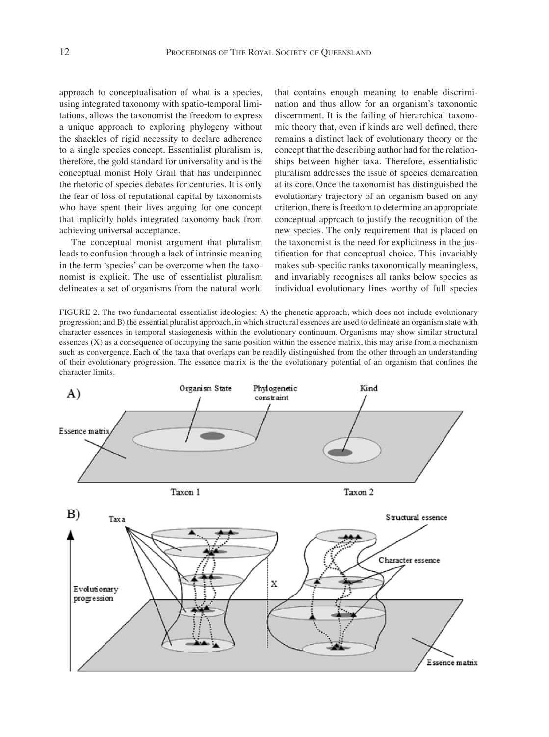approach to conceptualisation of what is a species, using integrated taxonomy with spatio-temporal limitations, allows the taxonomist the freedom to express a unique approach to exploring phylogeny without the shackles of rigid necessity to declare adherence to a single species concept. Essentialist pluralism is, therefore, the gold standard for universality and is the conceptual monist Holy Grail that has underpinned the rhetoric of species debates for centuries. It is only the fear of loss of reputational capital by taxonomists who have spent their lives arguing for one concept that implicitly holds integrated taxonomy back from achieving universal acceptance.

The conceptual monist argument that pluralism leads to confusion through a lack of intrinsic meaning in the term 'species' can be overcome when the taxonomist is explicit. The use of essentialist pluralism delineates a set of organisms from the natural world that contains enough meaning to enable discrimination and thus allow for an organism's taxonomic discernment. It is the failing of hierarchical taxonomic theory that, even if kinds are well defined, there remains a distinct lack of evolutionary theory or the concept that the describing author had for the relationships between higher taxa. Therefore, essentialistic pluralism addresses the issue of species demarcation at its core. Once the taxonomist has distinguished the evolutionary trajectory of an organism based on any criterion, there is freedom to determine an appropriate conceptual approach to justify the recognition of the new species. The only requirement that is placed on the taxonomist is the need for explicitness in the justification for that conceptual choice. This invariably makes sub-specific ranks taxonomically meaningless, and invariably recognises all ranks below species as individual evolutionary lines worthy of full species

FIGURE 2. The two fundamental essentialist ideologies: A) the phenetic approach, which does not include evolutionary progression; and B) the essential pluralist approach, in which structural essences are used to delineate an organism state with character essences in temporal stasiogenesis within the evolutionary continuum. Organisms may show similar structural essences (X) as a consequence of occupying the same position within the essence matrix, this may arise from a mechanism such as convergence. Each of the taxa that overlaps can be readily distinguished from the other through an understanding of their evolutionary progression. The essence matrix is the the evolutionary potential of an organism that confines the character limits.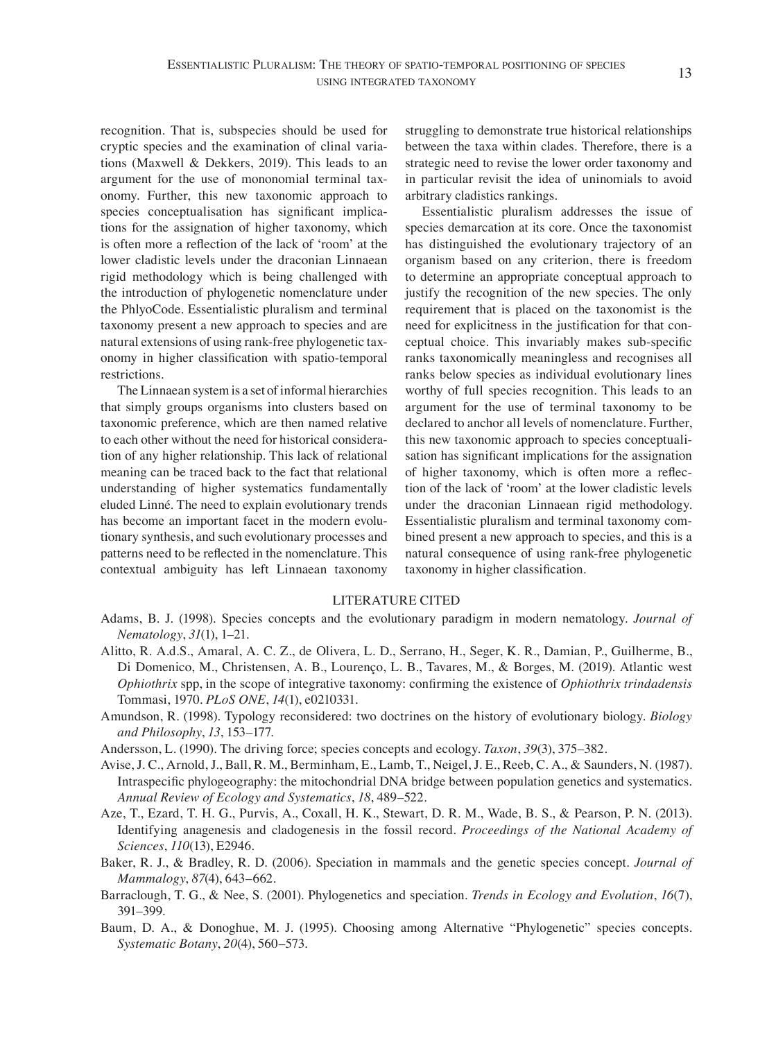recognition. That is, subspecies should be used for cryptic species and the examination of clinal variations (Maxwell & Dekkers, 2019). This leads to an argument for the use of mononomial terminal taxonomy. Further, this new taxonomic approach to species conceptualisation has significant implications for the assignation of higher taxonomy, which is often more a reflection of the lack of 'room' at the lower cladistic levels under the draconian Linnaean rigid methodology which is being challenged with the introduction of phylogenetic nomenclature under the PhlyoCode. Essentialistic pluralism and terminal taxonomy present a new approach to species and are natural extensions of using rank-free phylogenetic taxonomy in higher classification with spatio-temporal restrictions.

The Linnaean system is a set of informal hierarchies that simply groups organisms into clusters based on taxonomic preference, which are then named relative to each other without the need for historical consideration of any higher relationship. This lack of relational meaning can be traced back to the fact that relational understanding of higher systematics fundamentally eluded Linné. The need to explain evolutionary trends has become an important facet in the modern evolutionary synthesis, and such evolutionary processes and patterns need to be reflected in the nomenclature. This contextual ambiguity has left Linnaean taxonomy struggling to demonstrate true historical relationships between the taxa within clades. Therefore, there is a strategic need to revise the lower order taxonomy and in particular revisit the idea of uninomials to avoid arbitrary cladistics rankings.

Essentialistic pluralism addresses the issue of species demarcation at its core. Once the taxonomist has distinguished the evolutionary trajectory of an organism based on any criterion, there is freedom to determine an appropriate conceptual approach to justify the recognition of the new species. The only requirement that is placed on the taxonomist is the need for explicitness in the justification for that conceptual choice. This invariably makes sub-specific ranks taxonomically meaningless and recognises all ranks below species as individual evolutionary lines worthy of full species recognition. This leads to an argument for the use of terminal taxonomy to be declared to anchor all levels of nomenclature. Further, this new taxonomic approach to species conceptualisation has significant implications for the assignation of higher taxonomy, which is often more a reflection of the lack of 'room' at the lower cladistic levels under the draconian Linnaean rigid methodology. Essentialistic pluralism and terminal taxonomy combined present a new approach to species, and this is a natural consequence of using rank-free phylogenetic taxonomy in higher classification.

## LITERATURE CITED

Adams, B. J. (1998). Species concepts and the evolutionary paradigm in modern nematology. *Journal of Nematology*, *31*(1), 1–21.

Alitto, R. A.d.S., Amaral, A. C. Z., de Olivera, L. D., Serrano, H., Seger, K. R., Damian, P., Guilherme, B., Di Domenico, M., Christensen, A. B., Lourenço, L. B., Tavares, M., & Borges, M. (2019). Atlantic west *Ophiothrix* spp, in the scope of integrative taxonomy: confirming the existence of *Ophiothrix trindadensis* Tommasi, 1970. *PLoS ONE*, *14*(1), e0210331.

Amundson, R. (1998). Typology reconsidered: two doctrines on the history of evolutionary biology. *Biology and Philosophy*, *13*, 153–177.

Andersson, L. (1990). The driving force; species concepts and ecology. *Taxon*, *39*(3), 375–382.

Avise, J. C., Arnold, J., Ball, R. M., Berminham, E., Lamb, T., Neigel, J. E., Reeb, C. A., & Saunders, N. (1987). Intraspecific phylogeography: the mitochondrial DNA bridge between population genetics and systematics. *Annual Review of Ecology and Systematics*, *18*, 489–522.

Aze, T., Ezard, T. H. G., Purvis, A., Coxall, H. K., Stewart, D. R. M., Wade, B. S., & Pearson, P. N. (2013). Identifying anagenesis and cladogenesis in the fossil record. *Proceedings of the National Academy of Sciences*, *110*(13), E2946.

Baker, R. J., & Bradley, R. D. (2006). Speciation in mammals and the genetic species concept. *Journal of Mammalogy*, *87*(4), 643–662.

Barraclough, T. G., & Nee, S. (2001). Phylogenetics and speciation. *Trends in Ecology and Evolution*, *16*(7), 391–399.

Baum, D. A., & Donoghue, M. J. (1995). Choosing among Alternative "Phylogenetic" species concepts. *Systematic Botany*, *20*(4), 560–573.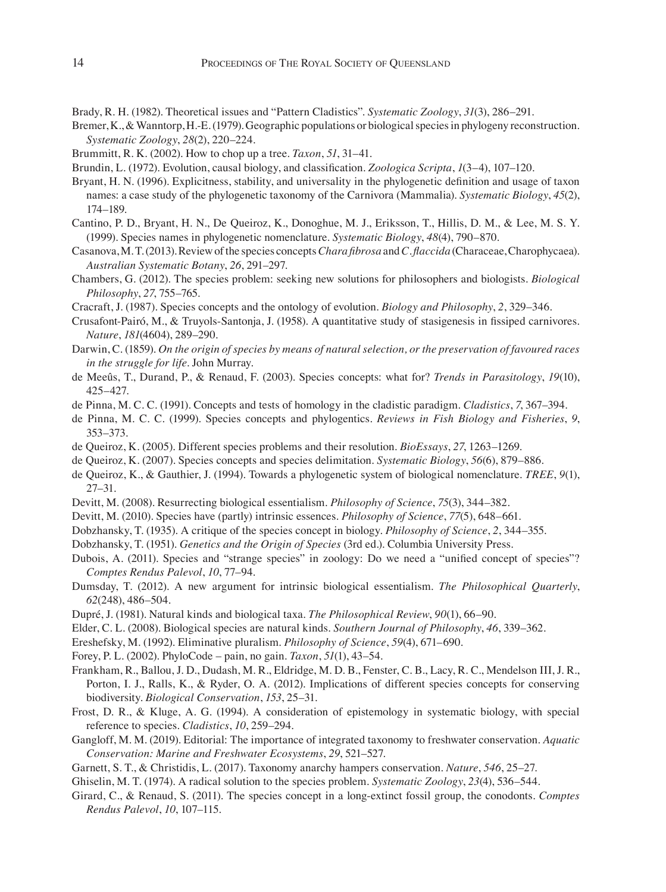Brady, R. H. (1982). Theoretical issues and "Pattern Cladistics". *Systematic Zoology*, *31*(3), 286–291.

Bremer, K., & Wanntorp, H.-E. (1979). Geographic populations or biological species in phylogeny reconstruction. *Systematic Zoology*, *28*(2), 220–224.

Brummitt, R. K. (2002). How to chop up a tree. *Taxon*, *51*, 31–41.

Brundin, L. (1972). Evolution, causal biology, and classification. *Zoologica Scripta*, *1*(3–4), 107–120.

Bryant, H. N. (1996). Explicitness, stability, and universality in the phylogenetic definition and usage of taxon names: a case study of the phylogenetic taxonomy of the Carnivora (Mammalia). *Systematic Biology*, *45*(2), 174–189.

Cantino, P. D., Bryant, H. N., De Queiroz, K., Donoghue, M. J., Eriksson, T., Hillis, D. M., & Lee, M. S. Y. (1999). Species names in phylogenetic nomenclature. *Systematic Biology*, *48*(4), 790–870.

Casanova, M. T. (2013). Review of the species concepts *Chara fibrosa* and *C. flaccida* (Characeae, Charophycaea). *Australian Systematic Botany*, *26*, 291–297.

Chambers, G. (2012). The species problem: seeking new solutions for philosophers and biologists. *Biological Philosophy*, *27*, 755–765.

Cracraft, J. (1987). Species concepts and the ontology of evolution. *Biology and Philosophy*, *2*, 329–346.

Crusafont-Pairó, M., & Truyols-Santonja, J. (1958). A quantitative study of stasigenesis in fissiped carnivores. *Nature*, *181*(4604), 289–290.

Darwin, C. (1859). *On the origin of species by means of natural selection, or the preservation of favoured races in the struggle for life*. John Murray.

de Meeûs, T., Durand, P., & Renaud, F. (2003). Species concepts: what for? *Trends in Parasitology*, *19*(10), 425–427.

de Pinna, M. C. C. (1991). Concepts and tests of homology in the cladistic paradigm. *Cladistics*, *7*, 367–394.

de Pinna, M. C. C. (1999). Species concepts and phylogentics. *Reviews in Fish Biology and Fisheries*, *9*, 353–373.

de Queiroz, K. (2005). Different species problems and their resolution. *BioEssays*, *27*, 1263–1269.

de Queiroz, K. (2007). Species concepts and species delimitation. *Systematic Biology*, *56*(6), 879–886.

de Queiroz, K., & Gauthier, J. (1994). Towards a phylogenetic system of biological nomenclature. *TREE*, *9*(1), 27–31.

Devitt, M. (2008). Resurrecting biological essentialism. *Philosophy of Science*, *75*(3), 344–382.

Devitt, M. (2010). Species have (partly) intrinsic essences. *Philosophy of Science*, *77*(5), 648–661.

Dobzhansky, T. (1935). A critique of the species concept in biology. *Philosophy of Science*, *2*, 344–355.

Dobzhansky, T. (1951). *Genetics and the Origin of Species* (3rd ed.). Columbia University Press.

Dubois, A. (2011). Species and "strange species" in zoology: Do we need a "unified concept of species"? *Comptes Rendus Palevol*, *10*, 77–94.

Dumsday, T. (2012). A new argument for intrinsic biological essentialism. *The Philosophical Quarterly*, *62*(248), 486–504.

Dupré, J. (1981). Natural kinds and biological taxa. *The Philosophical Review*, *90*(1), 66–90.

Elder, C. L. (2008). Biological species are natural kinds. *Southern Journal of Philosophy*, *46*, 339–362.

Ereshefsky, M. (1992). Eliminative pluralism. *Philosophy of Science*, *59*(4), 671–690.

Forey, P. L. (2002). PhyloCode – pain, no gain. *Taxon*, *51*(1), 43–54.

Frankham, R., Ballou, J. D., Dudash, M. R., Eldridge, M. D. B., Fenster, C. B., Lacy, R. C., Mendelson III, J. R., Porton, I. J., Ralls, K., & Ryder, O. A. (2012). Implications of different species concepts for conserving biodiversity. *Biological Conservation*, *153*, 25–31.

Frost, D. R., & Kluge, A. G. (1994). A consideration of epistemology in systematic biology, with special reference to species. *Cladistics*, *10*, 259–294.

Gangloff, M. M. (2019). Editorial: The importance of integrated taxonomy to freshwater conservation. *Aquatic Conservation: Marine and Freshwater Ecosystems*, *29*, 521–527.

Garnett, S. T., & Christidis, L. (2017). Taxonomy anarchy hampers conservation. *Nature*, *546*, 25–27.

Ghiselin, M. T. (1974). A radical solution to the species problem. *Systematic Zoology*, *23*(4), 536–544.

Girard, C., & Renaud, S. (2011). The species concept in a long-extinct fossil group, the conodonts. *Comptes Rendus Palevol*, *10*, 107–115.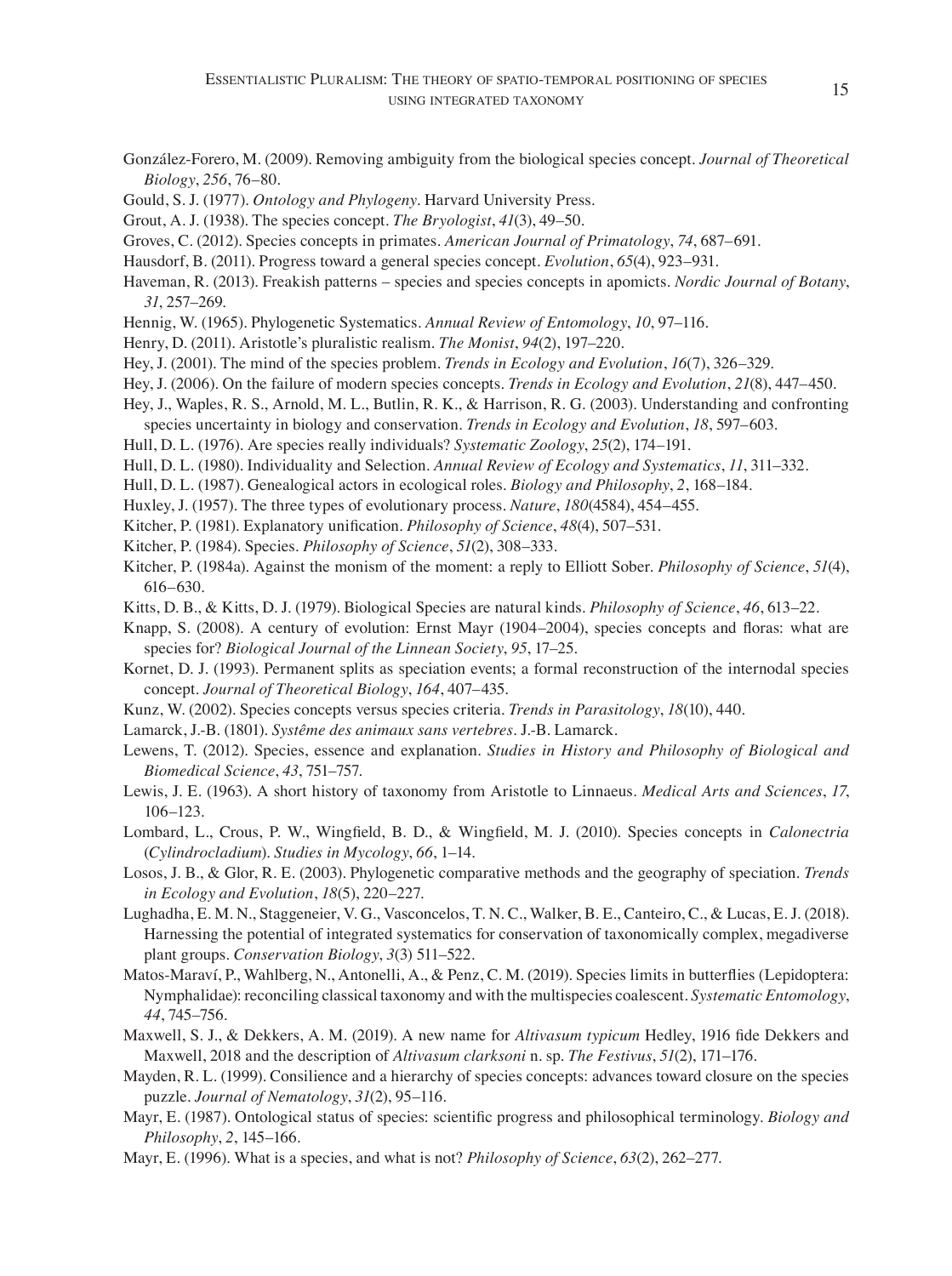González-Forero, M. (2009). Removing ambiguity from the biological species concept. *Journal of Theoretical Biology*, *256*, 76–80.

Gould, S. J. (1977). *Ontology and Phylogeny*. Harvard University Press.

Grout, A. J. (1938). The species concept. *The Bryologist*, *41*(3), 49–50.

Groves, C. (2012). Species concepts in primates. *American Journal of Primatology*, *74*, 687–691.

Hausdorf, B. (2011). Progress toward a general species concept. *Evolution*, *65*(4), 923–931.

Haveman, R. (2013). Freakish patterns – species and species concepts in apomicts. *Nordic Journal of Botany*, *31*, 257–269.

Hennig, W. (1965). Phylogenetic Systematics. *Annual Review of Entomology*, *10*, 97–116.

Henry, D. (2011). Aristotle's pluralistic realism. *The Monist*, *94*(2), 197–220.

Hey, J. (2001). The mind of the species problem. *Trends in Ecology and Evolution*, *16*(7), 326–329.

Hey, J. (2006). On the failure of modern species concepts. *Trends in Ecology and Evolution*, *21*(8), 447–450.

Hey, J., Waples, R. S., Arnold, M. L., Butlin, R. K., & Harrison, R. G. (2003). Understanding and confronting species uncertainty in biology and conservation. *Trends in Ecology and Evolution*, *18*, 597–603.

Hull, D. L. (1976). Are species really individuals? *Systematic Zoology*, *25*(2), 174–191.

Hull, D. L. (1980). Individuality and Selection. *Annual Review of Ecology and Systematics*, *11*, 311–332.

Hull, D. L. (1987). Genealogical actors in ecological roles. *Biology and Philosophy*, *2*, 168–184.

Huxley, J. (1957). The three types of evolutionary process. *Nature*, *180*(4584), 454–455.

Kitcher, P. (1981). Explanatory unification. *Philosophy of Science*, *48*(4), 507–531.

Kitcher, P. (1984). Species. *Philosophy of Science*, *51*(2), 308–333.

Kitcher, P. (1984a). Against the monism of the moment: a reply to Elliott Sober. *Philosophy of Science*, *51*(4), 616–630.

Kitts, D. B., & Kitts, D. J. (1979). Biological Species are natural kinds. *Philosophy of Science*, *46*, 613–22.

Knapp, S. (2008). A century of evolution: Ernst Mayr (1904–2004), species concepts and floras: what are species for? *Biological Journal of the Linnean Society*, *95*, 17–25.

Kornet, D. J. (1993). Permanent splits as speciation events; a formal reconstruction of the internodal species concept. *Journal of Theoretical Biology*, *164*, 407–435.

Kunz, W. (2002). Species concepts versus species criteria. *Trends in Parasitology*, *18*(10), 440.

Lamarck, J.-B. (1801). *Systême des animaux sans vertebres*. J.-B. Lamarck.

Lewens, T. (2012). Species, essence and explanation. *Studies in History and Philosophy of Biological and Biomedical Science*, *43*, 751–757.

Lewis, J. E. (1963). A short history of taxonomy from Aristotle to Linnaeus. *Medical Arts and Sciences*, *17*, 106–123.

Lombard, L., Crous, P. W., Wingfield, B. D., & Wingfield, M. J. (2010). Species concepts in *Calonectria* (*Cylindrocladium*). *Studies in Mycology*, *66*, 1–14.

Losos, J. B., & Glor, R. E. (2003). Phylogenetic comparative methods and the geography of speciation. *Trends in Ecology and Evolution*, *18*(5), 220–227.

Lughadha, E. M. N., Staggeneier, V. G., Vasconcelos, T. N. C., Walker, B. E., Canteiro, C., & Lucas, E. J. (2018). Harnessing the potential of integrated systematics for conservation of taxonomically complex, megadiverse plant groups. *Conservation Biology*, *3*(3) 511–522.

Matos-Maraví, P., Wahlberg, N., Antonelli, A., & Penz, C. M. (2019). Species limits in butterflies (Lepidoptera: Nymphalidae): reconciling classical taxonomy and with the multispecies coalescent. *Systematic Entomology*, *44*, 745–756.

Maxwell, S. J., & Dekkers, A. M. (2019). A new name for *Altivasum typicum* Hedley, 1916 fide Dekkers and Maxwell, 2018 and the description of *Altivasum clarksoni* n. sp. *The Festivus*, *51*(2), 171–176.

Mayden, R. L. (1999). Consilience and a hierarchy of species concepts: advances toward closure on the species puzzle. *Journal of Nematology*, *31*(2), 95–116.

Mayr, E. (1987). Ontological status of species: scientific progress and philosophical terminology. *Biology and Philosophy*, *2*, 145–166.

Mayr, E. (1996). What is a species, and what is not? *Philosophy of Science*, *63*(2), 262–277.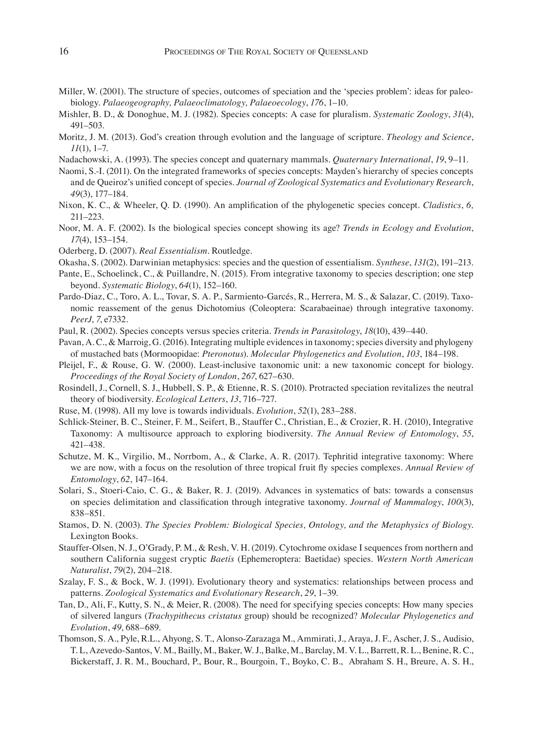Miller, W. (2001). The structure of species, outcomes of speciation and the 'species problem': ideas for paleobiology. *Palaeogeography, Palaeoclimatology, Palaeoecology*, *176*, 1–10.

Mishler, B. D., & Donoghue, M. J. (1982). Species concepts: A case for pluralism. *Systematic Zoology*, *31*(4), 491–503.

Moritz, J. M. (2013). God's creation through evolution and the language of scripture. *Theology and Science*, *11*(1), 1–7.

Nadachowski, A. (1993). The species concept and quaternary mammals. *Quaternary International*, *19*, 9–11.

Naomi, S.-I. (2011). On the integrated frameworks of species concepts: Mayden's hierarchy of species concepts and de Queiroz's unified concept of species. *Journal of Zoological Systematics and Evolutionary Research*, *49*(3), 177–184.

Nixon, K. C., & Wheeler, Q. D. (1990). An amplification of the phylogenetic species concept. *Cladistics*, *6,* 211–223.

Noor, M. A. F. (2002). Is the biological species concept showing its age? *Trends in Ecology and Evolution*, *17*(4), 153–154.

Oderberg, D. (2007). *Real Essentialism*. Routledge.

Okasha, S. (2002). Darwinian metaphysics: species and the question of essentialism. *Synthese*, *131*(2), 191–213.

Pante, E., Schoelinck, C., & Puillandre, N. (2015). From integrative taxonomy to species description; one step beyond. *Systematic Biology*, *64*(1), 152–160.

Pardo-Diaz, C., Toro, A. L., Tovar, S. A. P., Sarmiento-Garcés, R., Herrera, M. S., & Salazar, C. (2019). Taxonomic reassement of the genus Dichotomius (Coleoptera: Scarabaeinae) through integrative taxonomy. *PeerJ*, *7*, e7332.

Paul, R. (2002). Species concepts versus species criteria. *Trends in Parasitology*, *18*(10), 439–440.

Pavan, A. C., & Marroig, G. (2016). Integrating multiple evidences in taxonomy; species diversity and phylogeny of mustached bats (Mormoopidae: *Pteronotus*). *Molecular Phylogenetics and Evolution*, *103*, 184–198.

Pleijel, F., & Rouse, G. W. (2000). Least-inclusive taxonomic unit: a new taxonomic concept for biology. *Proceedings of the Royal Society of London*, *267*, 627–630.

Rosindell, J., Cornell, S. J., Hubbell, S. P., & Etienne, R. S. (2010). Protracted speciation revitalizes the neutral theory of biodiversity. *Ecological Letters*, *13*, 716–727.

Ruse, M. (1998). All my love is towards individuals. *Evolution*, *52*(1), 283–288.

Schlick-Steiner, B. C., Steiner, F. M., Seifert, B., Stauffer C., Christian, E., & Crozier, R. H. (2010), Integrative Taxonomy: A multisource approach to exploring biodiversity. *The Annual Review of Entomology*, *55*, 421–438.

Schutze, M. K., Virgilio, M., Norrbom, A., & Clarke, A. R. (2017). Tephritid integrative taxonomy: Where we are now, with a focus on the resolution of three tropical fruit fly species complexes. *Annual Review of Entomology*, *62*, 147–164.

Solari, S., Stoeri-Caio, C. G., & Baker, R. J. (2019). Advances in systematics of bats: towards a consensus on species delimitation and classification through integrative taxonomy. *Journal of Mammalogy*, *100*(3), 838–851.

Stamos, D. N. (2003). *The Species Problem: Biological Species, Ontology, and the Metaphysics of Biology.* Lexington Books.

Stauffer-Olsen, N. J., O'Grady, P. M., & Resh, V. H. (2019). Cytochrome oxidase I sequences from northern and southern California suggest cryptic *Baetis* (Ephemeroptera: Baetidae) species. *Western North American Naturalist*, *79*(2), 204–218.

Szalay, F. S., & Bock, W. J. (1991). Evolutionary theory and systematics: relationships between process and patterns. *Zoological Systematics and Evolutionary Research*, *29*, 1–39.

Tan, D., Ali, F., Kutty, S. N., & Meier, R. (2008). The need for specifying species concepts: How many species of silvered langurs (*Trachypithecus cristatus* group) should be recognized? *Molecular Phylogenetics and Evolution*, *49*, 688–689.

Thomson, S. A., Pyle, R.L., Ahyong, S. T., Alonso-Zarazaga M., Ammirati, J., Araya, J. F., Ascher, J. S., Audisio, T. L, Azevedo-Santos, V. M., Bailly, M., Baker, W. J., Balke, M., Barclay, M. V. L., Barrett, R. L., Benine, R. C., Bickerstaff, J. R. M., Bouchard, P., Bour, R., Bourgoin, T., Boyko, C. B., Abraham S. H., Breure, A. S. H.,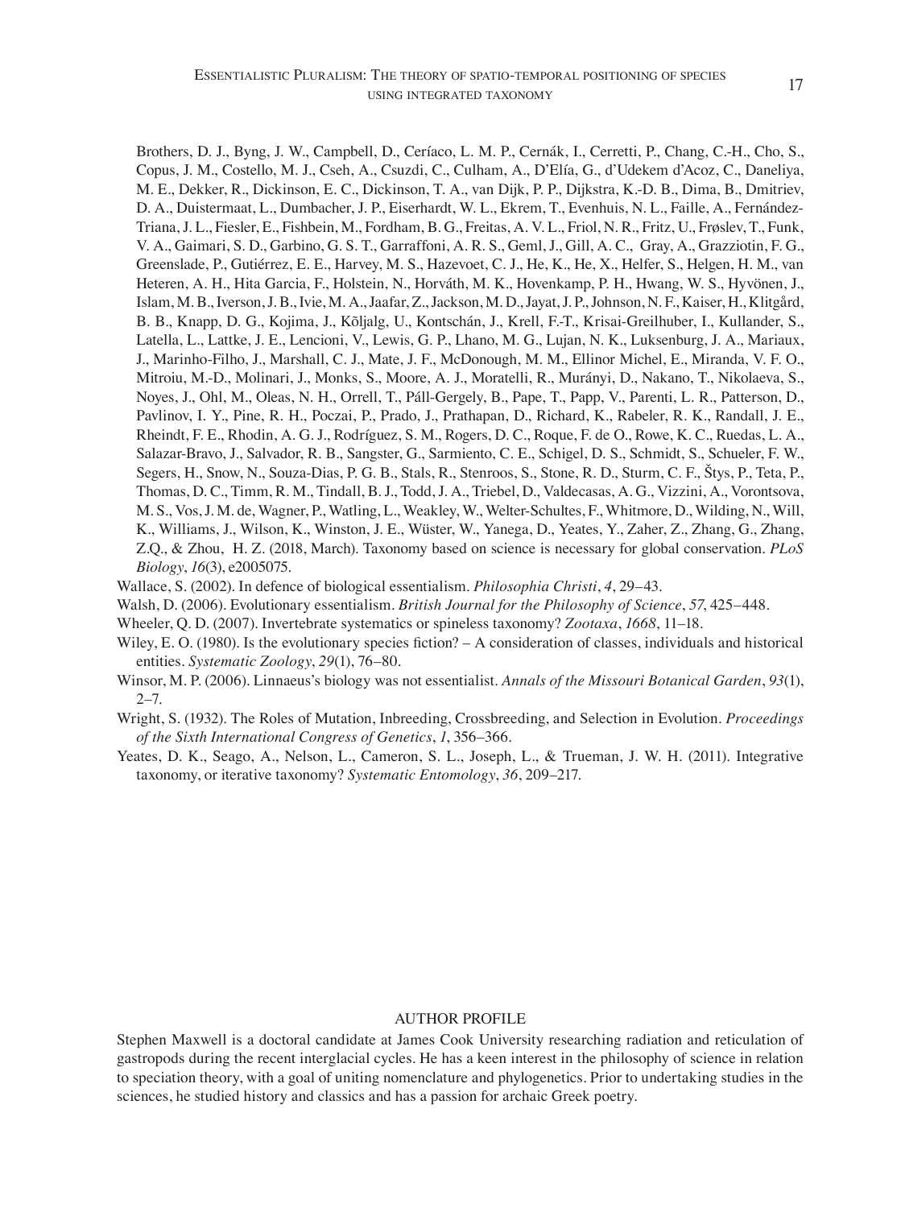Brothers, D. J., Byng, J. W., Campbell, D., Ceríaco, L. M. P., Cernák, I., Cerretti, P., Chang, C.-H., Cho, S., Copus, J. M., Costello, M. J., Cseh, A., Csuzdi, C., Culham, A., D'Elía, G., d'Udekem d'Acoz, C., Daneliya, M. E., Dekker, R., Dickinson, E. C., Dickinson, T. A., van Dijk, P. P., Dijkstra, K.-D. B., Dima, B., Dmitriev, D. A., Duistermaat, L., Dumbacher, J. P., Eiserhardt, W. L., Ekrem, T., Evenhuis, N. L., Faille, A., Fernández-Triana, J. L., Fiesler, E., Fishbein, M., Fordham, B. G., Freitas, A. V. L., Friol, N. R., Fritz, U., Frøslev, T., Funk, V. A., Gaimari, S. D., Garbino, G. S. T., Garraffoni, A. R. S., Geml, J., Gill, A. C., Gray, A., Grazziotin, F. G., Greenslade, P., Gutiérrez, E. E., Harvey, M. S., Hazevoet, C. J., He, K., He, X., Helfer, S., Helgen, H. M., van Heteren, A. H., Hita Garcia, F., Holstein, N., Horváth, M. K., Hovenkamp, P. H., Hwang, W. S., Hyvönen, J., Islam, M. B., Iverson, J. B., Ivie, M. A., Jaafar, Z., Jackson, M. D., Jayat, J. P., Johnson, N. F., Kaiser, H., Klitgård, B. B., Knapp, D. G., Kojima, J., Kõljalg, U., Kontschán, J., Krell, F.-T., Krisai-Greilhuber, I., Kullander, S., Latella, L., Lattke, J. E., Lencioni, V., Lewis, G. P., Lhano, M. G., Lujan, N. K., Luksenburg, J. A., Mariaux, J., Marinho-Filho, J., Marshall, C. J., Mate, J. F., McDonough, M. M., Ellinor Michel, E., Miranda, V. F. O., Mitroiu, M.-D., Molinari, J., Monks, S., Moore, A. J., Moratelli, R., Murányi, D., Nakano, T., Nikolaeva, S., Noyes, J., Ohl, M., Oleas, N. H., Orrell, T., Páll-Gergely, B., Pape, T., Papp, V., Parenti, L. R., Patterson, D., Pavlinov, I. Y., Pine, R. H., Poczai, P., Prado, J., Prathapan, D., Richard, K., Rabeler, R. K., Randall, J. E., Rheindt, F. E., Rhodin, A. G. J., Rodríguez, S. M., Rogers, D. C., Roque, F. de O., Rowe, K. C., Ruedas, L. A., Salazar-Bravo, J., Salvador, R. B., Sangster, G., Sarmiento, C. E., Schigel, D. S., Schmidt, S., Schueler, F. W., Segers, H., Snow, N., Souza-Dias, P. G. B., Stals, R., Stenroos, S., Stone, R. D., Sturm, C. F., Štys, P., Teta, P., Thomas, D. C., Timm, R. M., Tindall, B. J., Todd, J. A., Triebel, D., Valdecasas, A. G., Vizzini, A., Vorontsova, M. S., Vos, J. M. de, Wagner, P., Watling, L., Weakley, W., Welter-Schultes, F., Whitmore, D., Wilding, N., Will, K., Williams, J., Wilson, K., Winston, J. E., Wüster, W., Yanega, D., Yeates, Y., Zaher, Z., Zhang, G., Zhang, Z.Q., & Zhou, H. Z. (2018, March). Taxonomy based on science is necessary for global conservation. *PLoS Biology*, *16*(3), e2005075.

Wallace, S. (2002). In defence of biological essentialism. *Philosophia Christi*, *4*, 29–43.

Walsh, D. (2006). Evolutionary essentialism. *British Journal for the Philosophy of Science*, *57*, 425–448.

Wheeler, Q. D. (2007). Invertebrate systematics or spineless taxonomy? *Zootaxa*, *1668*, 11–18.

Wiley, E. O. (1980). Is the evolutionary species fiction? – A consideration of classes, individuals and historical entities. *Systematic Zoology*, *29*(1), 76–80.

Winsor, M. P. (2006). Linnaeus's biology was not essentialist. *Annals of the Missouri Botanical Garden*, *93*(1), 2–7.

Wright, S. (1932). The Roles of Mutation, Inbreeding, Crossbreeding, and Selection in Evolution. *Proceedings of the Sixth International Congress of Genetics*, *1*, 356–366.

Yeates, D. K., Seago, A., Nelson, L., Cameron, S. L., Joseph, L., & Trueman, J. W. H. (2011). Integrative taxonomy, or iterative taxonomy? *Systematic Entomology*, *36*, 209–217.

## AUTHOR PROFILE

Stephen Maxwell is a doctoral candidate at James Cook University researching radiation and reticulation of gastropods during the recent interglacial cycles. He has a keen interest in the philosophy of science in relation to speciation theory, with a goal of uniting nomenclature and phylogenetics. Prior to undertaking studies in the sciences, he studied history and classics and has a passion for archaic Greek poetry.